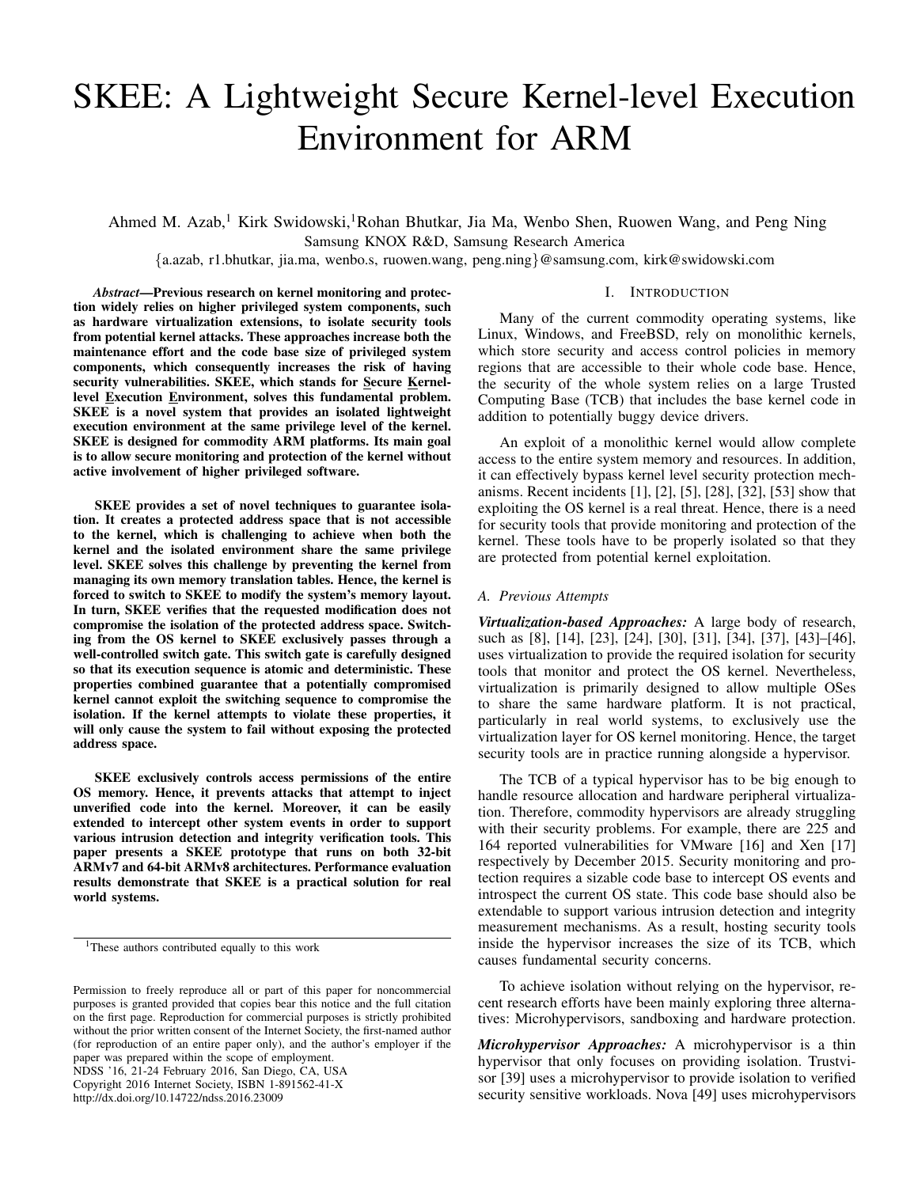# SKEE: A Lightweight Secure Kernel-level Execution Environment for ARM

Ahmed M. Azab,[1] Kirk Swidowski,[1] Rohan Bhutkar, Jia Ma, Wenbo Shen, Ruowen Wang, and Peng Ning

Samsung KNOX R&D, Samsung Research America

{a.azab, r1.bhutkar, jia.ma, wenbo.s, ruowen.wang, peng.ning}@samsung.com, kirk@swidowski.com

***Abstract*—Previous research on kernel monitoring and protection widely relies on higher privileged system components, such as hardware virtualization extensions, to isolate security tools from potential kernel attacks. These approaches increase both the maintenance effort and the code base size of privileged system components, which consequently increases the risk of having security vulnerabilities. SKEE, which stands for <u>S</u>ecure <u>K</u>ernel-level <u>E</u>xecution <u>E</u>nvironment, solves this fundamental problem. SKEE is a novel system that provides an isolated lightweight execution environment at the same privilege level of the kernel. SKEE is designed for commodity ARM platforms. Its main goal is to allow secure monitoring and protection of the kernel without active involvement of higher privileged software.**

**SKEE provides a set of novel techniques to guarantee isolation. It creates a protected address space that is not accessible to the kernel, which is challenging to achieve when both the kernel and the isolated environment share the same privilege level. SKEE solves this challenge by preventing the kernel from managing its own memory translation tables. Hence, the kernel is forced to switch to SKEE to modify the system's memory layout. In turn, SKEE verifies that the requested modification does not compromise the isolation of the protected address space. Switching from the OS kernel to SKEE exclusively passes through a well-controlled switch gate. This switch gate is carefully designed so that its execution sequence is atomic and deterministic. These properties combined guarantee that a potentially compromised kernel cannot exploit the switching sequence to compromise the isolation. If the kernel attempts to violate these properties, it will only cause the system to fail without exposing the protected address space.**

**SKEE exclusively controls access permissions of the entire OS memory. Hence, it prevents attacks that attempt to inject unverified code into the kernel. Moreover, it can be easily extended to intercept other system events in order to support various intrusion detection and integrity verification tools. This paper presents a SKEE prototype that runs on both 32-bit ARMv7 and 64-bit ARMv8 architectures. Performance evaluation results demonstrate that SKEE is a practical solution for real world systems.**

[1]These authors contributed equally to this work

Permission to freely reproduce all or part of this paper for noncommercial purposes is granted provided that copies bear this notice and the full citation on the first page. Reproduction for commercial purposes is strictly prohibited without the prior written consent of the Internet Society, the first-named author (for reproduction of an entire paper only), and the author's employer if the paper was prepared within the scope of employment.
NDSS '16, 21-24 February 2016, San Diego, CA, USA
Copyright 2016 Internet Society, ISBN 1-891562-41-X
http://dx.doi.org/10.14722/ndss.2016.23009

## I. Introduction

Many of the current commodity operating systems, like Linux, Windows, and FreeBSD, rely on monolithic kernels, which store security and access control policies in memory regions that are accessible to their whole code base. Hence, the security of the whole system relies on a large Trusted Computing Base (TCB) that includes the base kernel code in addition to potentially buggy device drivers.

An exploit of a monolithic kernel would allow complete access to the entire system memory and resources. In addition, it can effectively bypass kernel level security protection mechanisms. Recent incidents [1], [2], [5], [28], [32], [53] show that exploiting the OS kernel is a real threat. Hence, there is a need for security tools that provide monitoring and protection of the kernel. These tools have to be properly isolated so that they are protected from potential kernel exploitation.

### A. Previous Attempts

***Virtualization-based Approaches:*** A large body of research, such as [8], [14], [23], [24], [30], [31], [34], [37], [43]–[46], uses virtualization to provide the required isolation for security tools that monitor and protect the OS kernel. Nevertheless, virtualization is primarily designed to allow multiple OSes to share the same hardware platform. It is not practical, particularly in real world systems, to exclusively use the virtualization layer for OS kernel monitoring. Hence, the target security tools are in practice running alongside a hypervisor.

The TCB of a typical hypervisor has to be big enough to handle resource allocation and hardware peripheral virtualization. Therefore, commodity hypervisors are already struggling with their security problems. For example, there are 225 and 164 reported vulnerabilities for VMware [16] and Xen [17] respectively by December 2015. Security monitoring and protection requires a sizable code base to intercept OS events and introspect the current OS state. This code base should also be extendable to support various intrusion detection and integrity measurement mechanisms. As a result, hosting security tools inside the hypervisor increases the size of its TCB, which causes fundamental security concerns.

To achieve isolation without relying on the hypervisor, recent research efforts have been mainly exploring three alternatives: Microhypervisors, sandboxing and hardware protection.

***Microhypervisor Approaches:*** A microhypervisor is a thin hypervisor that only focuses on providing isolation. Trustvisor [39] uses a microhypervisor to provide isolation to verified security sensitive workloads. Nova [49] uses microhypervisors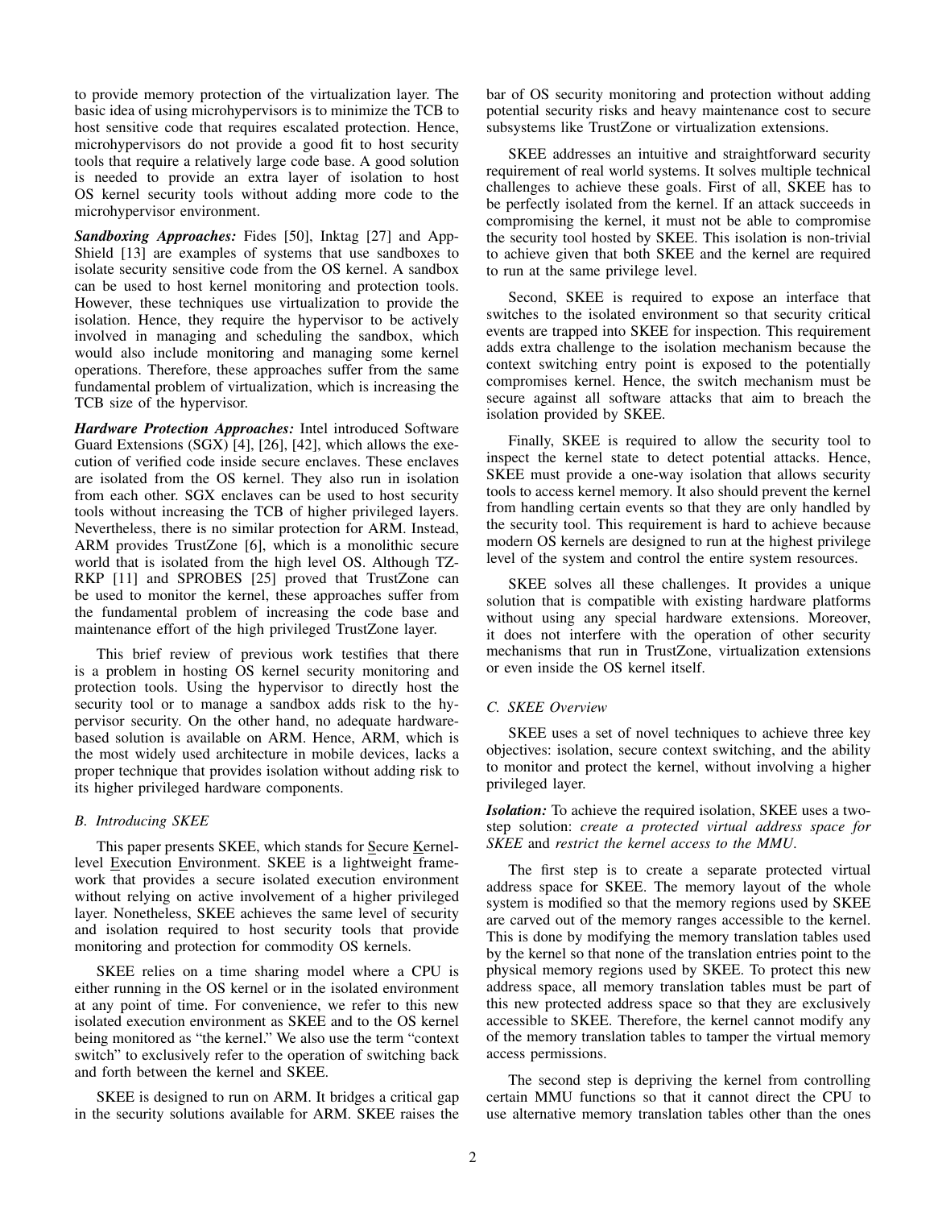to provide memory protection of the virtualization layer. The basic idea of using microhypervisors is to minimize the TCB to host sensitive code that requires escalated protection. Hence, microhypervisors do not provide a good fit to host security tools that require a relatively large code base. A good solution is needed to provide an extra layer of isolation to host OS kernel security tools without adding more code to the microhypervisor environment.

***Sandboxing Approaches:*** Fides [50], Inktag [27] and App-Shield [13] are examples of systems that use sandboxes to isolate security sensitive code from the OS kernel. A sandbox can be used to host kernel monitoring and protection tools. However, these techniques use virtualization to provide the isolation. Hence, they require the hypervisor to be actively involved in managing and scheduling the sandbox, which would also include monitoring and managing some kernel operations. Therefore, these approaches suffer from the same fundamental problem of virtualization, which is increasing the TCB size of the hypervisor.

***Hardware Protection Approaches:*** Intel introduced Software Guard Extensions (SGX) [4], [26], [42], which allows the execution of verified code inside secure enclaves. These enclaves are isolated from the OS kernel. They also run in isolation from each other. SGX enclaves can be used to host security tools without increasing the TCB of higher privileged layers. Nevertheless, there is no similar protection for ARM. Instead, ARM provides TrustZone [6], which is a monolithic secure world that is isolated from the high level OS. Although TZ-RKP [11] and SPROBES [25] proved that TrustZone can be used to monitor the kernel, these approaches suffer from the fundamental problem of increasing the code base and maintenance effort of the high privileged TrustZone layer.

This brief review of previous work testifies that there is a problem in hosting OS kernel security monitoring and protection tools. Using the hypervisor to directly host the security tool or to manage a sandbox adds risk to the hypervisor security. On the other hand, no adequate hardware-based solution is available on ARM. Hence, ARM, which is the most widely used architecture in mobile devices, lacks a proper technique that provides isolation without adding risk to its higher privileged hardware components.

### B. Introducing SKEE

This paper presents SKEE, which stands for Secure Kernel-level Execution Environment. SKEE is a lightweight framework that provides a secure isolated execution environment without relying on active involvement of a higher privileged layer. Nonetheless, SKEE achieves the same level of security and isolation required to host security tools that provide monitoring and protection for commodity OS kernels.

SKEE relies on a time sharing model where a CPU is either running in the OS kernel or in the isolated environment at any point of time. For convenience, we refer to this new isolated execution environment as SKEE and to the OS kernel being monitored as "the kernel." We also use the term "context switch" to exclusively refer to the operation of switching back and forth between the kernel and SKEE.

SKEE is designed to run on ARM. It bridges a critical gap in the security solutions available for ARM. SKEE raises the bar of OS security monitoring and protection without adding potential security risks and heavy maintenance cost to secure subsystems like TrustZone or virtualization extensions.

SKEE addresses an intuitive and straightforward security requirement of real world systems. It solves multiple technical challenges to achieve these goals. First of all, SKEE has to be perfectly isolated from the kernel. If an attack succeeds in compromising the kernel, it must not be able to compromise the security tool hosted by SKEE. This isolation is non-trivial to achieve given that both SKEE and the kernel are required to run at the same privilege level.

Second, SKEE is required to expose an interface that switches to the isolated environment so that security critical events are trapped into SKEE for inspection. This requirement adds extra challenge to the isolation mechanism because the context switching entry point is exposed to the potentially compromises kernel. Hence, the switch mechanism must be secure against all software attacks that aim to breach the isolation provided by SKEE.

Finally, SKEE is required to allow the security tool to inspect the kernel state to detect potential attacks. Hence, SKEE must provide a one-way isolation that allows security tools to access kernel memory. It also should prevent the kernel from handling certain events so that they are only handled by the security tool. This requirement is hard to achieve because modern OS kernels are designed to run at the highest privilege level of the system and control the entire system resources.

SKEE solves all these challenges. It provides a unique solution that is compatible with existing hardware platforms without using any special hardware extensions. Moreover, it does not interfere with the operation of other security mechanisms that run in TrustZone, virtualization extensions or even inside the OS kernel itself.

### C. SKEE Overview

SKEE uses a set of novel techniques to achieve three key objectives: isolation, secure context switching, and the ability to monitor and protect the kernel, without involving a higher privileged layer.

***Isolation:*** To achieve the required isolation, SKEE uses a two-step solution: *create a protected virtual address space for SKEE* and *restrict the kernel access to the MMU*.

The first step is to create a separate protected virtual address space for SKEE. The memory layout of the whole system is modified so that the memory regions used by SKEE are carved out of the memory ranges accessible to the kernel. This is done by modifying the memory translation tables used by the kernel so that none of the translation entries point to the physical memory regions used by SKEE. To protect this new address space, all memory translation tables must be part of this new protected address space so that they are exclusively accessible to SKEE. Therefore, the kernel cannot modify any of the memory translation tables to tamper the virtual memory access permissions.

The second step is depriving the kernel from controlling certain MMU functions so that it cannot direct the CPU to use alternative memory translation tables other than the ones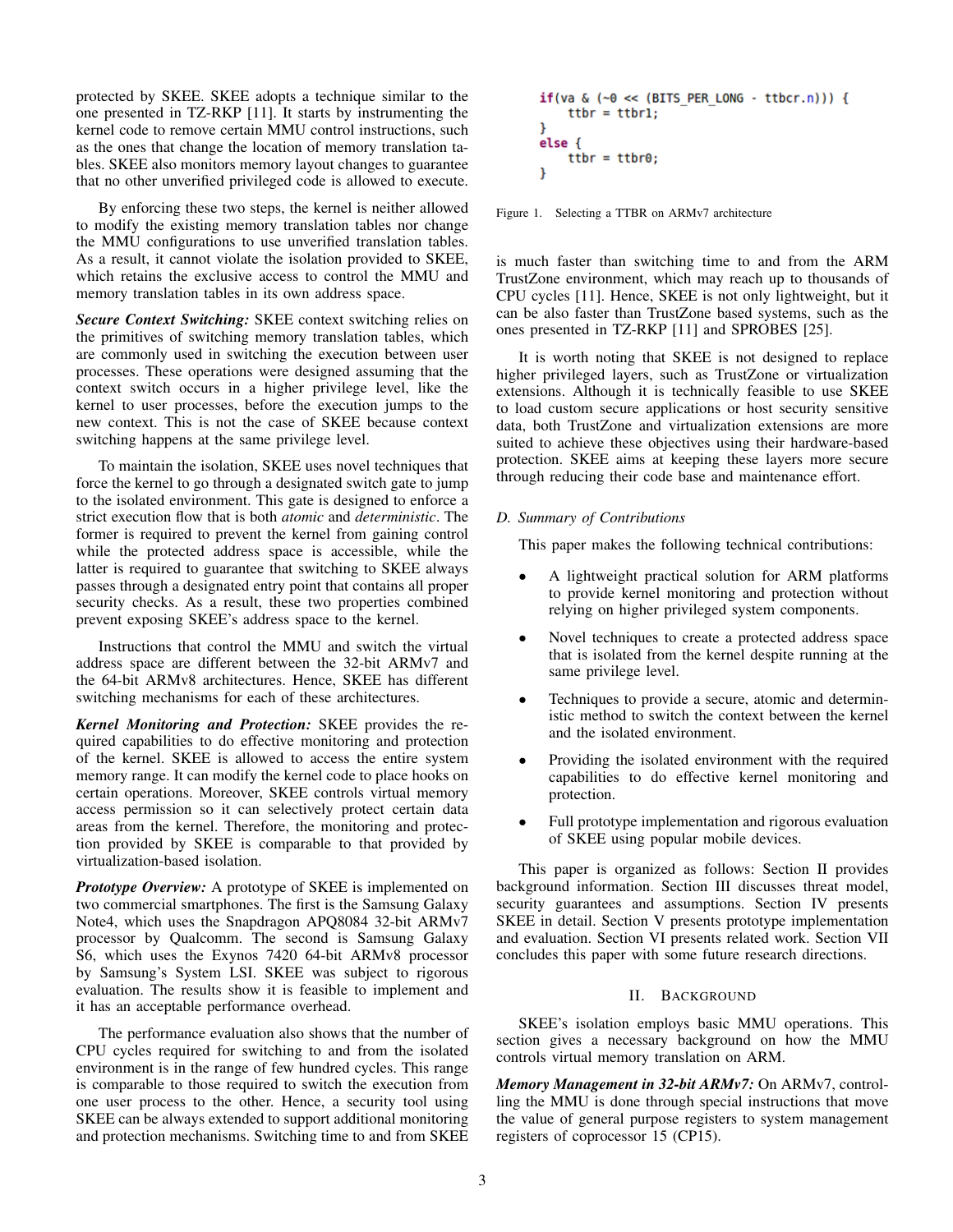protected by SKEE. SKEE adopts a technique similar to the one presented in TZ-RKP [11]. It starts by instrumenting the kernel code to remove certain MMU control instructions, such as the ones that change the location of memory translation tables. SKEE also monitors memory layout changes to guarantee that no other unverified privileged code is allowed to execute.

By enforcing these two steps, the kernel is neither allowed to modify the existing memory translation tables nor change the MMU configurations to use unverified translation tables. As a result, it cannot violate the isolation provided to SKEE, which retains the exclusive access to control the MMU and memory translation tables in its own address space.

***Secure Context Switching:*** SKEE context switching relies on the primitives of switching memory translation tables, which are commonly used in switching the execution between user processes. These operations were designed assuming that the context switch occurs in a higher privilege level, like the kernel to user processes, before the execution jumps to the new context. This is not the case of SKEE because context switching happens at the same privilege level.

To maintain the isolation, SKEE uses novel techniques that force the kernel to go through a designated switch gate to jump to the isolated environment. This gate is designed to enforce a strict execution flow that is both *atomic* and *deterministic*. The former is required to prevent the kernel from gaining control while the protected address space is accessible, while the latter is required to guarantee that switching to SKEE always passes through a designated entry point that contains all proper security checks. As a result, these two properties combined prevent exposing SKEE's address space to the kernel.

Instructions that control the MMU and switch the virtual address space are different between the 32-bit ARMv7 and the 64-bit ARMv8 architectures. Hence, SKEE has different switching mechanisms for each of these architectures.

***Kernel Monitoring and Protection:*** SKEE provides the required capabilities to do effective monitoring and protection of the kernel. SKEE is allowed to access the entire system memory range. It can modify the kernel code to place hooks on certain operations. Moreover, SKEE controls virtual memory access permission so it can selectively protect certain data areas from the kernel. Therefore, the monitoring and protection provided by SKEE is comparable to that provided by virtualization-based isolation.

***Prototype Overview:*** A prototype of SKEE is implemented on two commercial smartphones. The first is the Samsung Galaxy Note4, which uses the Snapdragon APQ8084 32-bit ARMv7 processor by Qualcomm. The second is Samsung Galaxy S6, which uses the Exynos 7420 64-bit ARMv8 processor by Samsung's System LSI. SKEE was subject to rigorous evaluation. The results show it is feasible to implement and it has an acceptable performance overhead.

The performance evaluation also shows that the number of CPU cycles required for switching to and from the isolated environment is in the range of few hundred cycles. This range is comparable to those required to switch the execution from one user process to the other. Hence, a security tool using SKEE can be always extended to support additional monitoring and protection mechanisms. Switching time to and from SKEE is much faster than switching time to and from the ARM TrustZone environment, which may reach up to thousands of CPU cycles [11]. Hence, SKEE is not only lightweight, but it can be also faster than TrustZone based systems, such as the ones presented in TZ-RKP [11] and SPROBES [25].

```
if(va & (~0 << (BITS_PER_LONG - ttbcr.n))) {
    ttbr = ttbr1;
}
else {
    ttbr = ttbr0;
}
```

Figure 1. Selecting a TTBR on ARMv7 architecture

It is worth noting that SKEE is not designed to replace higher privileged layers, such as TrustZone or virtualization extensions. Although it is technically feasible to use SKEE to load custom secure applications or host security sensitive data, both TrustZone and virtualization extensions are more suited to achieve these objectives using their hardware-based protection. SKEE aims at keeping these layers more secure through reducing their code base and maintenance effort.

### D. Summary of Contributions

This paper makes the following technical contributions:

- A lightweight practical solution for ARM platforms to provide kernel monitoring and protection without relying on higher privileged system components.
- Novel techniques to create a protected address space that is isolated from the kernel despite running at the same privilege level.
- Techniques to provide a secure, atomic and deterministic method to switch the context between the kernel and the isolated environment.
- Providing the isolated environment with the required capabilities to do effective kernel monitoring and protection.
- Full prototype implementation and rigorous evaluation of SKEE using popular mobile devices.

This paper is organized as follows: Section II provides background information. Section III discusses threat model, security guarantees and assumptions. Section IV presents SKEE in detail. Section V presents prototype implementation and evaluation. Section VI presents related work. Section VII concludes this paper with some future research directions.

## II. Background

SKEE's isolation employs basic MMU operations. This section gives a necessary background on how the MMU controls virtual memory translation on ARM.

***Memory Management in 32-bit ARMv7:*** On ARMv7, controlling the MMU is done through special instructions that move the value of general purpose registers to system management registers of coprocessor 15 (CP15).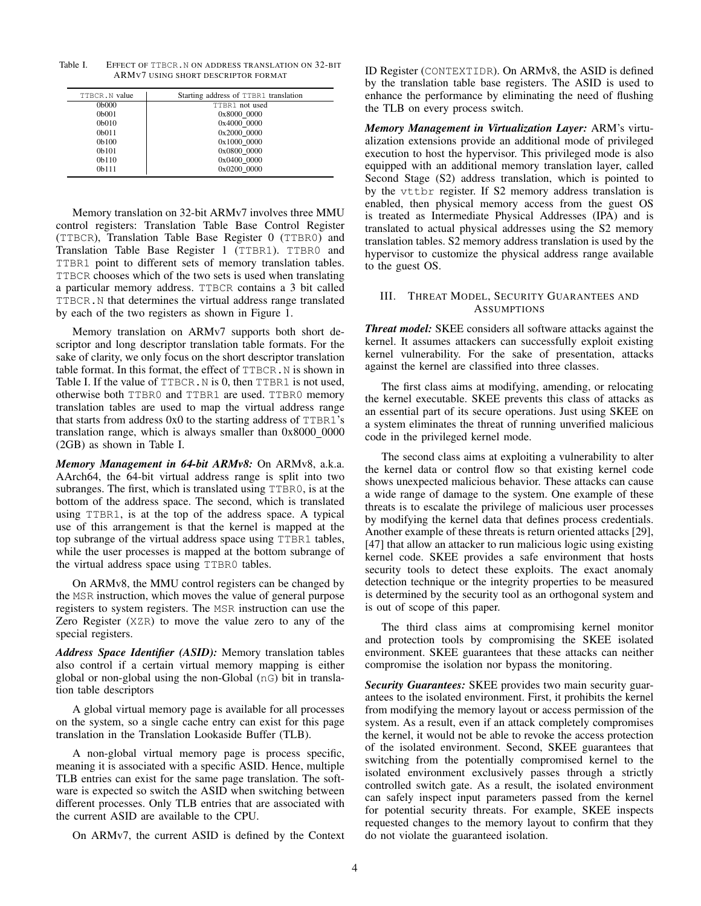Table I. EFFECT OF TTBCR.N ON ADDRESS TRANSLATION ON 32-BIT ARMV7 USING SHORT DESCRIPTOR FORMAT

| TTBCR.N value | Starting address of TTBR1 translation |
|---|---|
| 0b000 | TTBR1 not used |
| 0b001 | 0x8000_0000 |
| 0b010 | 0x4000_0000 |
| 0b011 | 0x2000_0000 |
| 0b100 | 0x1000_0000 |
| 0b101 | 0x0800_0000 |
| 0b110 | 0x0400_0000 |
| 0b111 | 0x0200_0000 |

Memory translation on 32-bit ARMv7 involves three MMU control registers: Translation Table Base Control Register (TTBCR), Translation Table Base Register 0 (TTBR0) and Translation Table Base Register 1 (TTBR1). TTBR0 and TTBR1 point to different sets of memory translation tables. TTBCR chooses which of the two sets is used when translating a particular memory address. TTBCR contains a 3 bit called TTBCR.N that determines the virtual address range translated by each of the two registers as shown in Figure 1.

Memory translation on ARMv7 supports both short descriptor and long descriptor translation table formats. For the sake of clarity, we only focus on the short descriptor translation table format. In this format, the effect of TTBCR.N is shown in Table I. If the value of TTBCR.N is 0, then TTBR1 is not used, otherwise both TTBR0 and TTBR1 are used. TTBR0 memory translation tables are used to map the virtual address range that starts from address 0x0 to the starting address of TTBR1's translation range, which is always smaller than 0x8000_0000 (2GB) as shown in Table I.

***Memory Management in 64-bit ARMv8:*** On ARMv8, a.k.a. AArch64, the 64-bit virtual address range is split into two subranges. The first, which is translated using TTBR0, is at the bottom of the address space. The second, which is translated using TTBR1, is at the top of the address space. A typical use of this arrangement is that the kernel is mapped at the top subrange of the virtual address space using TTBR1 tables, while the user processes is mapped at the bottom subrange of the virtual address space using TTBR0 tables.

On ARMv8, the MMU control registers can be changed by the MSR instruction, which moves the value of general purpose registers to system registers. The MSR instruction can use the Zero Register (XZR) to move the value zero to any of the special registers.

***Address Space Identifier (ASID):*** Memory translation tables also control if a certain virtual memory mapping is either global or non-global using the non-Global (nG) bit in translation table descriptors

A global virtual memory page is available for all processes on the system, so a single cache entry can exist for this page translation in the Translation Lookaside Buffer (TLB).

A non-global virtual memory page is process specific, meaning it is associated with a specific ASID. Hence, multiple TLB entries can exist for the same page translation. The software is expected so switch the ASID when switching between different processes. Only TLB entries that are associated with the current ASID are available to the CPU.

On ARMv7, the current ASID is defined by the Context ID Register (CONTEXTIDR). On ARMv8, the ASID is defined by the translation table base registers. The ASID is used to enhance the performance by eliminating the need of flushing the TLB on every process switch.

***Memory Management in Virtualization Layer:*** ARM's virtualization extensions provide an additional mode of privileged execution to host the hypervisor. This privileged mode is also equipped with an additional memory translation layer, called Second Stage (S2) address translation, which is pointed to by the vttbr register. If S2 memory address translation is enabled, then physical memory access from the guest OS is treated as Intermediate Physical Addresses (IPA) and is translated to actual physical addresses using the S2 memory translation tables. S2 memory address translation is used by the hypervisor to customize the physical address range available to the guest OS.

## III. Threat Model, Security Guarantees and Assumptions

***Threat model:*** SKEE considers all software attacks against the kernel. It assumes attackers can successfully exploit existing kernel vulnerability. For the sake of presentation, attacks against the kernel are classified into three classes.

The first class aims at modifying, amending, or relocating the kernel executable. SKEE prevents this class of attacks as an essential part of its secure operations. Just using SKEE on a system eliminates the threat of running unverified malicious code in the privileged kernel mode.

The second class aims at exploiting a vulnerability to alter the kernel data or control flow so that existing kernel code shows unexpected malicious behavior. These attacks can cause a wide range of damage to the system. One example of these threats is to escalate the privilege of malicious user processes by modifying the kernel data that defines process credentials. Another example of these threats is return oriented attacks [29], [47] that allow an attacker to run malicious logic using existing kernel code. SKEE provides a safe environment that hosts security tools to detect these exploits. The exact anomaly detection technique or the integrity properties to be measured is determined by the security tool as an orthogonal system and is out of scope of this paper.

The third class aims at compromising kernel monitor and protection tools by compromising the SKEE isolated environment. SKEE guarantees that these attacks can neither compromise the isolation nor bypass the monitoring.

***Security Guarantees:*** SKEE provides two main security guarantees to the isolated environment. First, it prohibits the kernel from modifying the memory layout or access permission of the system. As a result, even if an attack completely compromises the kernel, it would not be able to revoke the access protection of the isolated environment. Second, SKEE guarantees that switching from the potentially compromised kernel to the isolated environment exclusively passes through a strictly controlled switch gate. As a result, the isolated environment can safely inspect input parameters passed from the kernel for potential security threats. For example, SKEE inspects requested changes to the memory layout to confirm that they do not violate the guaranteed isolation.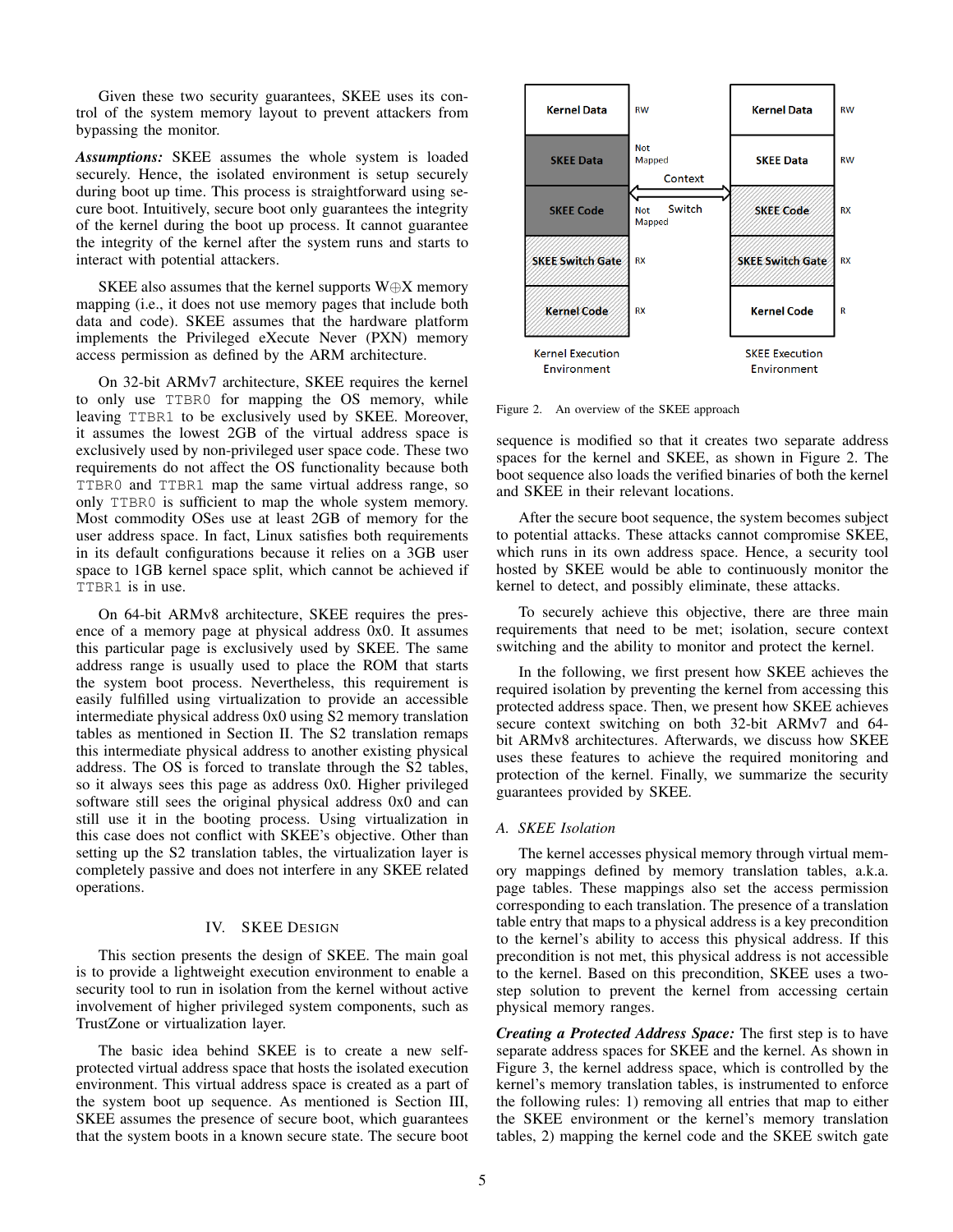Given these two security guarantees, SKEE uses its control of the system memory layout to prevent attackers from bypassing the monitor.

***Assumptions:*** SKEE assumes the whole system is loaded securely. Hence, the isolated environment is setup securely during boot up time. This process is straightforward using secure boot. Intuitively, secure boot only guarantees the integrity of the kernel during the boot up process. It cannot guarantee the integrity of the kernel after the system runs and starts to interact with potential attackers.

SKEE also assumes that the kernel supports W⊕X memory mapping (i.e., it does not use memory pages that include both data and code). SKEE assumes that the hardware platform implements the Privileged eXecute Never (PXN) memory access permission as defined by the ARM architecture.

On 32-bit ARMv7 architecture, SKEE requires the kernel to only use `TTBR0` for mapping the OS memory, while leaving `TTBR1` to be exclusively used by SKEE. Moreover, it assumes the lowest 2GB of the virtual address space is exclusively used by non-privileged user space code. These two requirements do not affect the OS functionality because both `TTBR0` and `TTBR1` map the same virtual address range, so only `TTBR0` is sufficient to map the whole system memory. Most commodity OSes use at least 2GB of memory for the user address space. In fact, Linux satisfies both requirements in its default configurations because it relies on a 3GB user space to 1GB kernel space split, which cannot be achieved if `TTBR1` is in use.

On 64-bit ARMv8 architecture, SKEE requires the presence of a memory page at physical address 0x0. It assumes this particular page is exclusively used by SKEE. The same address range is usually used to place the ROM that starts the system boot process. Nevertheless, this requirement is easily fulfilled using virtualization to provide an accessible intermediate physical address 0x0 using S2 memory translation tables as mentioned in Section II. The S2 translation remaps this intermediate physical address to another existing physical address. The OS is forced to translate through the S2 tables, so it always sees this page as address 0x0. Higher privileged software still sees the original physical address 0x0 and can still use it in the booting process. Using virtualization in this case does not conflict with SKEE's objective. Other than setting up the S2 translation tables, the virtualization layer is completely passive and does not interfere in any SKEE related operations.

# IV. SKEE Design

This section presents the design of SKEE. The main goal is to provide a lightweight execution environment to enable a security tool to run in isolation from the kernel without active involvement of higher privileged system components, such as TrustZone or virtualization layer.

The basic idea behind SKEE is to create a new self-protected virtual address space that hosts the isolated execution environment. This virtual address space is created as a part of the system boot up sequence. As mentioned is Section III, SKEE assumes the presence of secure boot, which guarantees that the system boots in a known secure state. The secure boot sequence is modified so that it creates two separate address spaces for the kernel and SKEE, as shown in Figure 2. The boot sequence also loads the verified binaries of both the kernel and SKEE in their relevant locations.

Figure 2. An overview of the SKEE approach

After the secure boot sequence, the system becomes subject to potential attacks. These attacks cannot compromise SKEE, which runs in its own address space. Hence, a security tool hosted by SKEE would be able to continuously monitor the kernel to detect, and possibly eliminate, these attacks.

To securely achieve this objective, there are three main requirements that need to be met; isolation, secure context switching and the ability to monitor and protect the kernel.

In the following, we first present how SKEE achieves the required isolation by preventing the kernel from accessing this protected address space. Then, we present how SKEE achieves secure context switching on both 32-bit ARMv7 and 64-bit ARMv8 architectures. Afterwards, we discuss how SKEE uses these features to achieve the required monitoring and protection of the kernel. Finally, we summarize the security guarantees provided by SKEE.

## A. SKEE Isolation

The kernel accesses physical memory through virtual memory mappings defined by memory translation tables, a.k.a. page tables. These mappings also set the access permission corresponding to each translation. The presence of a translation table entry that maps to a physical address is a key precondition to the kernel's ability to access this physical address. If this precondition is not met, this physical address is not accessible to the kernel. Based on this precondition, SKEE uses a two-step solution to prevent the kernel from accessing certain physical memory ranges.

***Creating a Protected Address Space:*** The first step is to have separate address spaces for SKEE and the kernel. As shown in Figure 3, the kernel address space, which is controlled by the kernel's memory translation tables, is instrumented to enforce the following rules: 1) removing all entries that map to either the SKEE environment or the kernel's memory translation tables, 2) mapping the kernel code and the SKEE switch gate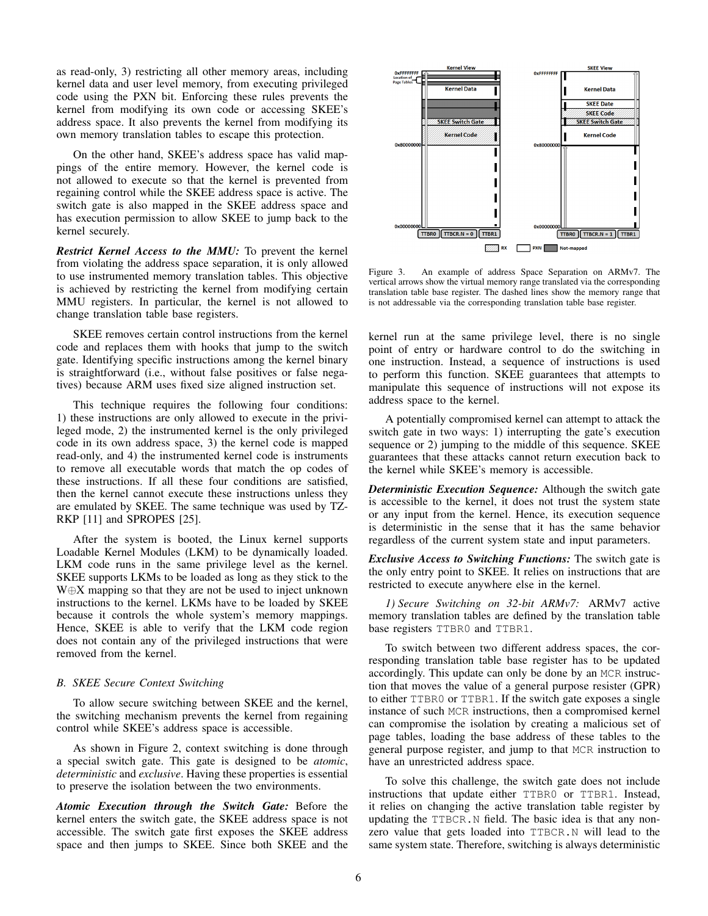as read-only, 3) restricting all other memory areas, including kernel data and user level memory, from executing privileged code using the PXN bit. Enforcing these rules prevents the kernel from modifying its own code or accessing SKEE's address space. It also prevents the kernel from modifying its own memory translation tables to escape this protection.

On the other hand, SKEE's address space has valid mappings of the entire memory. However, the kernel code is not allowed to execute so that the kernel is prevented from regaining control while the SKEE address space is active. The switch gate is also mapped in the SKEE address space and has execution permission to allow SKEE to jump back to the kernel securely.

***Restrict Kernel Access to the MMU:*** To prevent the kernel from violating the address space separation, it is only allowed to use instrumented memory translation tables. This objective is achieved by restricting the kernel from modifying certain MMU registers. In particular, the kernel is not allowed to change translation table base registers.

SKEE removes certain control instructions from the kernel code and replaces them with hooks that jump to the switch gate. Identifying specific instructions among the kernel binary is straightforward (i.e., without false positives or false negatives) because ARM uses fixed size aligned instruction set.

This technique requires the following four conditions: 1) these instructions are only allowed to execute in the privileged mode, 2) the instrumented kernel is the only privileged code in its own address space, 3) the kernel code is mapped read-only, and 4) the instrumented kernel code is instruments to remove all executable words that match the op codes of these instructions. If all these four conditions are satisfied, then the kernel cannot execute these instructions unless they are emulated by SKEE. The same technique was used by TZ-RKP [11] and SPROPES [25].

After the system is booted, the Linux kernel supports Loadable Kernel Modules (LKM) to be dynamically loaded. LKM code runs in the same privilege level as the kernel. SKEE supports LKMs to be loaded as long as they stick to the W⊕X mapping so that they are not be used to inject unknown instructions to the kernel. LKMs have to be loaded by SKEE because it controls the whole system's memory mappings. Hence, SKEE is able to verify that the LKM code region does not contain any of the privileged instructions that were removed from the kernel.

### B. SKEE Secure Context Switching

To allow secure switching between SKEE and the kernel, the switching mechanism prevents the kernel from regaining control while SKEE's address space is accessible.

As shown in Figure 2, context switching is done through a special switch gate. This gate is designed to be *atomic*, *deterministic* and *exclusive*. Having these properties is essential to preserve the isolation between the two environments.

***Atomic Execution through the Switch Gate:*** Before the kernel enters the switch gate, the SKEE address space is not accessible. The switch gate first exposes the SKEE address space and then jumps to SKEE. Since both SKEE and the kernel run at the same privilege level, there is no single point of entry or hardware control to do the switching in one instruction. Instead, a sequence of instructions is used to perform this function. SKEE guarantees that attempts to manipulate this sequence of instructions will not expose its address space to the kernel.

Figure 3. An example of address Space Separation on ARMv7. The vertical arrows show the virtual memory range translated via the corresponding translation table base register. The dashed lines show the memory range that is not addressable via the corresponding translation table base register.

A potentially compromised kernel can attempt to attack the switch gate in two ways: 1) interrupting the gate's execution sequence or 2) jumping to the middle of this sequence. SKEE guarantees that these attacks cannot return execution back to the kernel while SKEE's memory is accessible.

***Deterministic Execution Sequence:*** Although the switch gate is accessible to the kernel, it does not trust the system state or any input from the kernel. Hence, its execution sequence is deterministic in the sense that it has the same behavior regardless of the current system state and input parameters.

***Exclusive Access to Switching Functions:*** The switch gate is the only entry point to SKEE. It relies on instructions that are restricted to execute anywhere else in the kernel.

*1) Secure Switching on 32-bit ARMv7:* ARMv7 active memory translation tables are defined by the translation table base registers `TTBR0` and `TTBR1`.

To switch between two different address spaces, the corresponding translation table base register has to be updated accordingly. This update can only be done by an `MCR` instruction that moves the value of a general purpose resister (GPR) to either `TTBR0` or `TTBR1`. If the switch gate exposes a single instance of such `MCR` instructions, then a compromised kernel can compromise the isolation by creating a malicious set of page tables, loading the base address of these tables to the general purpose register, and jump to that `MCR` instruction to have an unrestricted address space.

To solve this challenge, the switch gate does not include instructions that update either `TTBR0` or `TTBR1`. Instead, it relies on changing the active translation table register by updating the `TTBCR.N` field. The basic idea is that any non-zero value that gets loaded into `TTBCR.N` will lead to the same system state. Therefore, switching is always deterministic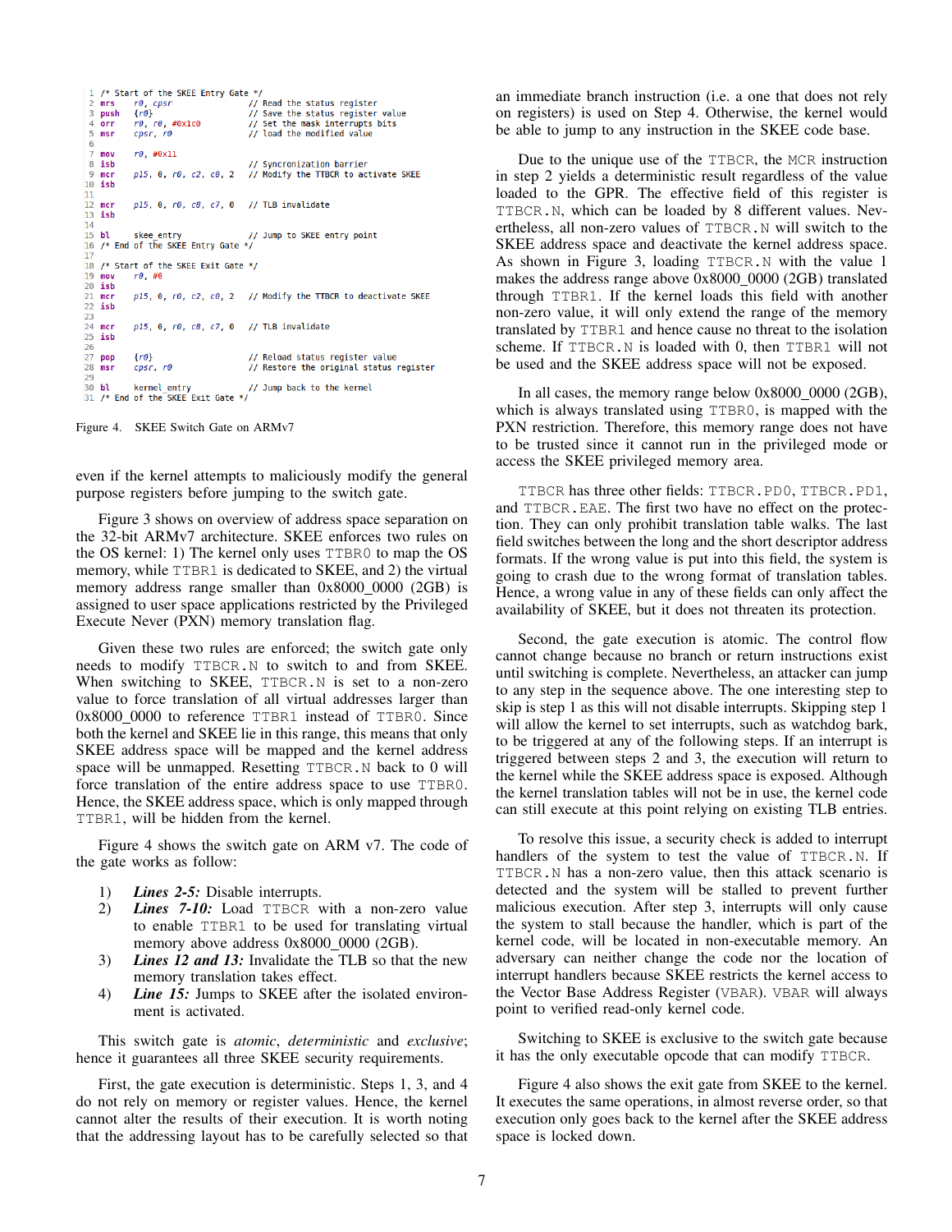```
1  /* Start of the SKEE Entry Gate */
2  mrs    r0, cpsr              // Read the status register
3  push   {r0}                  // Save the status register value
4  orr    r0, r0, #0x1c0        // Set the mask interrupts bits
5  msr    cpsr, r0              // load the modified value
6
7  mov    r0, #0x11
8  isb                          // Syncronization barrier
9  mcr    p15, 0, r0, c2, c0, 2 // Modify the TTBCR to activate SKEE
10 isb
11
12 mcr    p15, 0, r0, c8, c7, 0 // TLB invalidate
13 isb
14
15 bl     skee_entry            // Jump to SKEE entry point
16 /* End of the SKEE Entry Gate */
17
18 /* Start of the SKEE Exit Gate */
19 mov    r0, #0
20 isb
21 mcr    p15, 0, r0, c2, c0, 2 // Modify the TTBCR to deactivate SKEE
22 isb
23
24 mcr    p15, 0, r0, c8, c7, 0 // TLB invalidate
25 isb
26
27 pop    {r0}                  // Reload status register value
28 msr    cpsr, r0              // Restore the original status register
29
30 bl     kernel_entry          // Jump back to the kernel
31 /* End of the SKEE Exit Gate */
```

Figure 4. SKEE Switch Gate on ARMv7

even if the kernel attempts to maliciously modify the general purpose registers before jumping to the switch gate.

Figure 3 shows on overview of address space separation on the 32-bit ARMv7 architecture. SKEE enforces two rules on the OS kernel: 1) The kernel only uses TTBR0 to map the OS memory, while TTBR1 is dedicated to SKEE, and 2) the virtual memory address range smaller than 0x8000_0000 (2GB) is assigned to user space applications restricted by the Privileged Execute Never (PXN) memory translation flag.

Given these two rules are enforced; the switch gate only needs to modify TTBCR.N to switch to and from SKEE. When switching to SKEE, TTBCR.N is set to a non-zero value to force translation of all virtual addresses larger than 0x8000_0000 to reference TTBR1 instead of TTBR0. Since both the kernel and SKEE lie in this range, this means that only SKEE address space will be mapped and the kernel address space will be unmapped. Resetting TTBCR.N back to 0 will force translation of the entire address space to use TTBR0. Hence, the SKEE address space, which is only mapped through TTBR1, will be hidden from the kernel.

Figure 4 shows the switch gate on ARM v7. The code of the gate works as follow:

1) ***Lines 2-5:*** Disable interrupts.
2) ***Lines 7-10:*** Load TTBCR with a non-zero value to enable TTBR1 to be used for translating virtual memory above address 0x8000_0000 (2GB).
3) ***Lines 12 and 13:*** Invalidate the TLB so that the new memory translation takes effect.
4) ***Line 15:*** Jumps to SKEE after the isolated environment is activated.

This switch gate is *atomic*, *deterministic* and *exclusive*; hence it guarantees all three SKEE security requirements.

First, the gate execution is deterministic. Steps 1, 3, and 4 do not rely on memory or register values. Hence, the kernel cannot alter the results of their execution. It is worth noting that the addressing layout has to be carefully selected so that an immediate branch instruction (i.e. a one that does not rely on registers) is used on Step 4. Otherwise, the kernel would be able to jump to any instruction in the SKEE code base.

Due to the unique use of the TTBCR, the MCR instruction in step 2 yields a deterministic result regardless of the value loaded to the GPR. The effective field of this register is TTBCR.N, which can be loaded by 8 different values. Nevertheless, all non-zero values of TTBCR.N will switch to the SKEE address space and deactivate the kernel address space. As shown in Figure 3, loading TTBCR.N with the value 1 makes the address range above 0x8000_0000 (2GB) translated through TTBR1. If the kernel loads this field with another non-zero value, it will only extend the range of the memory translated by TTBR1 and hence cause no threat to the isolation scheme. If TTBCR.N is loaded with 0, then TTBR1 will not be used and the SKEE address space will not be exposed.

In all cases, the memory range below 0x8000_0000 (2GB), which is always translated using TTBR0, is mapped with the PXN restriction. Therefore, this memory range does not have to be trusted since it cannot run in the privileged mode or access the SKEE privileged memory area.

TTBCR has three other fields: TTBCR.PD0, TTBCR.PD1, and TTBCR.EAE. The first two have no effect on the protection. They can only prohibit translation table walks. The last field switches between the long and the short descriptor address formats. If the wrong value is put into this field, the system is going to crash due to the wrong format of translation tables. Hence, a wrong value in any of these fields can only affect the availability of SKEE, but it does not threaten its protection.

Second, the gate execution is atomic. The control flow cannot change because no branch or return instructions exist until switching is complete. Nevertheless, an attacker can jump to any step in the sequence above. The one interesting step to skip is step 1 as this will not disable interrupts. Skipping step 1 will allow the kernel to set interrupts, such as watchdog bark, to be triggered at any of the following steps. If an interrupt is triggered between steps 2 and 3, the execution will return to the kernel while the SKEE address space is exposed. Although the kernel translation tables will not be in use, the kernel code can still execute at this point relying on existing TLB entries.

To resolve this issue, a security check is added to interrupt handlers of the system to test the value of TTBCR.N. If TTBCR.N has a non-zero value, then this attack scenario is detected and the system will be stalled to prevent further malicious execution. After step 3, interrupts will only cause the system to stall because the handler, which is part of the kernel code, will be located in non-executable memory. An adversary can neither change the code nor the location of interrupt handlers because SKEE restricts the kernel access to the Vector Base Address Register (VBAR). VBAR will always point to verified read-only kernel code.

Switching to SKEE is exclusive to the switch gate because it has the only executable opcode that can modify TTBCR.

Figure 4 also shows the exit gate from SKEE to the kernel. It executes the same operations, in almost reverse order, so that execution only goes back to the kernel after the SKEE address space is locked down.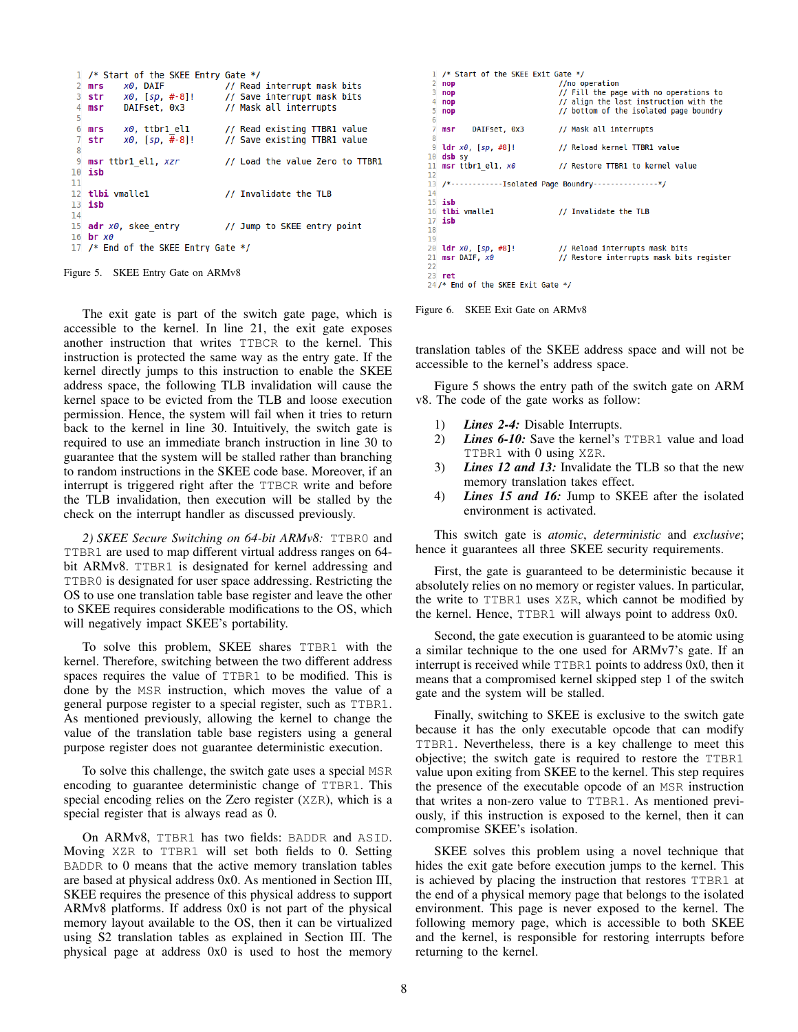```
1  /* Start of the SKEE Entry Gate */
2  mrs    x0, DAIF              // Read interrupt mask bits
3  str    x0, [sp, #-8]!        // Save interrupt mask bits
4  msr    DAIFset, 0x3          // Mask all interrupts
5
6  mrs    x0, ttbr1_el1         // Read existing TTBR1 value
7  str    x0, [sp, #-8]!        // Save existing TTBR1 value
8
9  msr ttbr1_el1, xzr           // Load the value Zero to TTBR1
10 isb
11
12 tlbi vmalle1                 // Invalidate the TLB
13 isb
14
15 adr x0, skee_entry           // Jump to SKEE entry point
16 br x0
17 /* End of the SKEE Entry Gate */
```

Figure 5. SKEE Entry Gate on ARMv8

The exit gate is part of the switch gate page, which is accessible to the kernel. In line 21, the exit gate exposes another instruction that writes TTBCR to the kernel. This instruction is protected the same way as the entry gate. If the kernel directly jumps to this instruction to enable the SKEE address space, the following TLB invalidation will cause the kernel space to be evicted from the TLB and loose execution permission. Hence, the system will fail when it tries to return back to the kernel in line 30. Intuitively, the switch gate is required to use an immediate branch instruction in line 30 to guarantee that the system will be stalled rather than branching to random instructions in the SKEE code base. Moreover, if an interrupt is triggered right after the TTBCR write and before the TLB invalidation, then execution will be stalled by the check on the interrupt handler as discussed previously.

*2) SKEE Secure Switching on 64-bit ARMv8:* TTBR0 and TTBR1 are used to map different virtual address ranges on 64-bit ARMv8. TTBR1 is designated for kernel addressing and TTBR0 is designated for user space addressing. Restricting the OS to use one translation table base register and leave the other to SKEE requires considerable modifications to the OS, which will negatively impact SKEE's portability.

To solve this problem, SKEE shares TTBR1 with the kernel. Therefore, switching between the two different address spaces requires the value of TTBR1 to be modified. This is done by the MSR instruction, which moves the value of a general purpose register to a special register, such as TTBR1. As mentioned previously, allowing the kernel to change the value of the translation table base registers using a general purpose register does not guarantee deterministic execution.

To solve this challenge, the switch gate uses a special MSR encoding to guarantee deterministic change of TTBR1. This special encoding relies on the Zero register (XZR), which is a special register that is always read as 0.

On ARMv8, TTBR1 has two fields: BADDR and ASID. Moving XZR to TTBR1 will set both fields to 0. Setting BADDR to 0 means that the active memory translation tables are based at physical address 0x0. As mentioned in Section III, SKEE requires the presence of this physical address to support ARMv8 platforms. If address 0x0 is not part of the physical memory layout available to the OS, then it can be virtualized using S2 translation tables as explained in Section III. The physical page at address 0x0 is used to host the memory

```
1  /* Start of the SKEE Exit Gate */
2  nop                          //no operation
3  nop                          // Fill the page with no operations to
4  nop                          // align the last instruction with the
5  nop                          // bottom of the isolated page boundry
6
7  msr    DAIFset, 0x3          // Mask all interrupts
8
9  ldr x0, [sp, #8]!            // Reload kernel TTBR1 value
10 dsb sy
11 msr ttbr1_el1, x0            // Restore TTBR1 to kernel value
12
13 /*------------Isolated Page Boundry--------------*/
14
15 isb
16 tlbi vmalle1                 // Invalidate the TLB
17 isb
18
19
20 ldr x0, [sp, #8]!            // Reload interrupts mask bits
21 msr DAIF, x0                 // Restore interrupts mask bits register
22
23 ret
24 /* End of the SKEE Exit Gate */
```

Figure 6. SKEE Exit Gate on ARMv8

translation tables of the SKEE address space and will not be accessible to the kernel's address space.

Figure 5 shows the entry path of the switch gate on ARM v8. The code of the gate works as follow:

1) ***Lines 2-4:*** Disable Interrupts.
2) ***Lines 6-10:*** Save the kernel's TTBR1 value and load TTBR1 with 0 using XZR.
3) ***Lines 12 and 13:*** Invalidate the TLB so that the new memory translation takes effect.
4) ***Lines 15 and 16:*** Jump to SKEE after the isolated environment is activated.

This switch gate is *atomic*, *deterministic* and *exclusive*; hence it guarantees all three SKEE security requirements.

First, the gate is guaranteed to be deterministic because it absolutely relies on no memory or register values. In particular, the write to TTBR1 uses XZR, which cannot be modified by the kernel. Hence, TTBR1 will always point to address 0x0.

Second, the gate execution is guaranteed to be atomic using a similar technique to the one used for ARMv7's gate. If an interrupt is received while TTBR1 points to address 0x0, then it means that a compromised kernel skipped step 1 of the switch gate and the system will be stalled.

Finally, switching to SKEE is exclusive to the switch gate because it has the only executable opcode that can modify TTBR1. Nevertheless, there is a key challenge to meet this objective; the switch gate is required to restore the TTBR1 value upon exiting from SKEE to the kernel. This step requires the presence of the executable opcode of an MSR instruction that writes a non-zero value to TTBR1. As mentioned previously, if this instruction is exposed to the kernel, then it can compromise SKEE's isolation.

SKEE solves this problem using a novel technique that hides the exit gate before execution jumps to the kernel. This is achieved by placing the instruction that restores TTBR1 at the end of a physical memory page that belongs to the isolated environment. This page is never exposed to the kernel. The following memory page, which is accessible to both SKEE and the kernel, is responsible for restoring interrupts before returning to the kernel.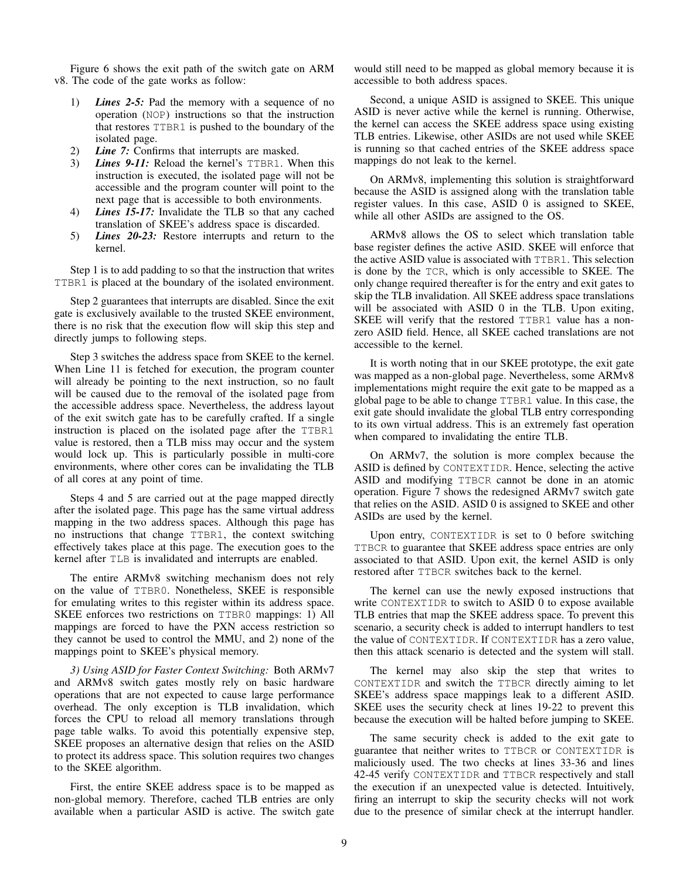Figure 6 shows the exit path of the switch gate on ARM v8. The code of the gate works as follow:

1) ***Lines 2-5:*** Pad the memory with a sequence of no operation (NOP) instructions so that the instruction that restores TTBR1 is pushed to the boundary of the isolated page.
2) ***Line 7:*** Confirms that interrupts are masked.
3) ***Lines 9-11:*** Reload the kernel's TTBR1. When this instruction is executed, the isolated page will not be accessible and the program counter will point to the next page that is accessible to both environments.
4) ***Lines 15-17:*** Invalidate the TLB so that any cached translation of SKEE's address space is discarded.
5) ***Lines 20-23:*** Restore interrupts and return to the kernel.

Step 1 is to add padding to so that the instruction that writes TTBR1 is placed at the boundary of the isolated environment.

Step 2 guarantees that interrupts are disabled. Since the exit gate is exclusively available to the trusted SKEE environment, there is no risk that the execution flow will skip this step and directly jumps to following steps.

Step 3 switches the address space from SKEE to the kernel. When Line 11 is fetched for execution, the program counter will already be pointing to the next instruction, so no fault will be caused due to the removal of the isolated page from the accessible address space. Nevertheless, the address layout of the exit switch gate has to be carefully crafted. If a single instruction is placed on the isolated page after the TTBR1 value is restored, then a TLB miss may occur and the system would lock up. This is particularly possible in multi-core environments, where other cores can be invalidating the TLB of all cores at any point of time.

Steps 4 and 5 are carried out at the page mapped directly after the isolated page. This page has the same virtual address mapping in the two address spaces. Although this page has no instructions that change TTBR1, the context switching effectively takes place at this page. The execution goes to the kernel after TLB is invalidated and interrupts are enabled.

The entire ARMv8 switching mechanism does not rely on the value of TTBR0. Nonetheless, SKEE is responsible for emulating writes to this register within its address space. SKEE enforces two restrictions on TTBR0 mappings: 1) All mappings are forced to have the PXN access restriction so they cannot be used to control the MMU, and 2) none of the mappings point to SKEE's physical memory.

*3) Using ASID for Faster Context Switching:* Both ARMv7 and ARMv8 switch gates mostly rely on basic hardware operations that are not expected to cause large performance overhead. The only exception is TLB invalidation, which forces the CPU to reload all memory translations through page table walks. To avoid this potentially expensive step, SKEE proposes an alternative design that relies on the ASID to protect its address space. This solution requires two changes to the SKEE algorithm.

First, the entire SKEE address space is to be mapped as non-global memory. Therefore, cached TLB entries are only available when a particular ASID is active. The switch gate would still need to be mapped as global memory because it is accessible to both address spaces.

Second, a unique ASID is assigned to SKEE. This unique ASID is never active while the kernel is running. Otherwise, the kernel can access the SKEE address space using existing TLB entries. Likewise, other ASIDs are not used while SKEE is running so that cached entries of the SKEE address space mappings do not leak to the kernel.

On ARMv8, implementing this solution is straightforward because the ASID is assigned along with the translation table register values. In this case, ASID 0 is assigned to SKEE, while all other ASIDs are assigned to the OS.

ARMv8 allows the OS to select which translation table base register defines the active ASID. SKEE will enforce that the active ASID value is associated with TTBR1. This selection is done by the TCR, which is only accessible to SKEE. The only change required thereafter is for the entry and exit gates to skip the TLB invalidation. All SKEE address space translations will be associated with ASID 0 in the TLB. Upon exiting, SKEE will verify that the restored TTBR1 value has a non-zero ASID field. Hence, all SKEE cached translations are not accessible to the kernel.

It is worth noting that in our SKEE prototype, the exit gate was mapped as a non-global page. Nevertheless, some ARMv8 implementations might require the exit gate to be mapped as a global page to be able to change TTBR1 value. In this case, the exit gate should invalidate the global TLB entry corresponding to its own virtual address. This is an extremely fast operation when compared to invalidating the entire TLB.

On ARMv7, the solution is more complex because the ASID is defined by CONTEXTIDR. Hence, selecting the active ASID and modifying TTBCR cannot be done in an atomic operation. Figure 7 shows the redesigned ARMv7 switch gate that relies on the ASID. ASID 0 is assigned to SKEE and other ASIDs are used by the kernel.

Upon entry, CONTEXTIDR is set to 0 before switching TTBCR to guarantee that SKEE address space entries are only associated to that ASID. Upon exit, the kernel ASID is only restored after TTBCR switches back to the kernel.

The kernel can use the newly exposed instructions that write CONTEXTIDR to switch to ASID 0 to expose available TLB entries that map the SKEE address space. To prevent this scenario, a security check is added to interrupt handlers to test the value of CONTEXTIDR. If CONTEXTIDR has a zero value, then this attack scenario is detected and the system will stall.

The kernel may also skip the step that writes to CONTEXTIDR and switch the TTBCR directly aiming to let SKEE's address space mappings leak to a different ASID. SKEE uses the security check at lines 19-22 to prevent this because the execution will be halted before jumping to SKEE.

The same security check is added to the exit gate to guarantee that neither writes to TTBCR or CONTEXTIDR is maliciously used. The two checks at lines 33-36 and lines 42-45 verify CONTEXTIDR and TTBCR respectively and stall the execution if an unexpected value is detected. Intuitively, firing an interrupt to skip the security checks will not work due to the presence of similar check at the interrupt handler.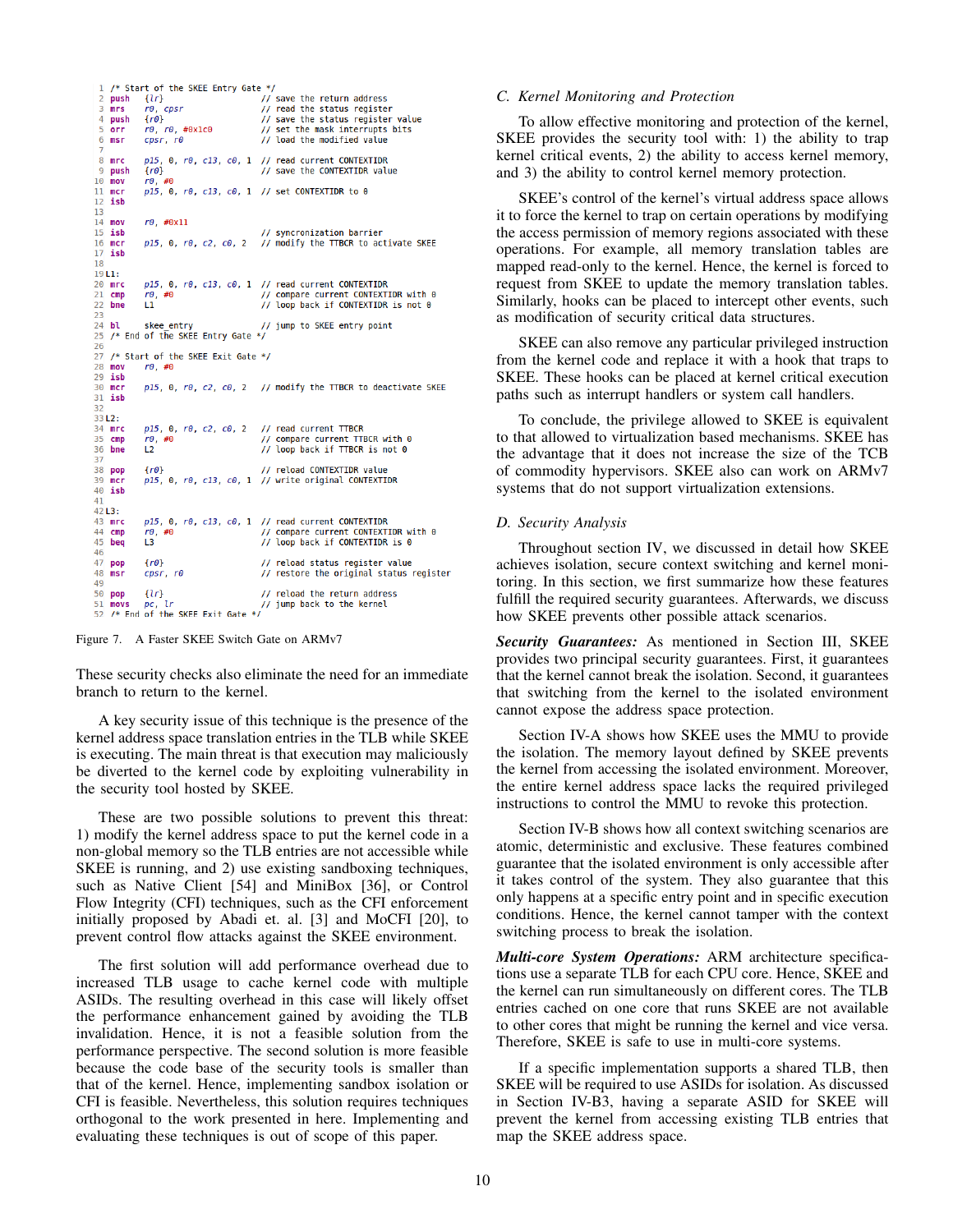```
1  /* Start of the SKEE Entry Gate */
2  push    {lr}                     // save the return address
3  mrs     r0, cpsr                 // read the status register
4  push    {r0}                     // save the status register value
5  orr     r0, r0, #0x1c0           // set the mask interrupts bits
6  msr     cpsr, r0                 // load the modified value
7
8  mrc     p15, 0, r0, c13, c0, 1   // read current CONTEXTIDR
9  push    {r0}                     // save the CONTEXTIDR value
10 mov     r0, #0
11 mcr     p15, 0, r0, c13, c0, 1   // set CONTEXTIDR to 0
12 isb
13
14 mov     r0, #0x11
15 isb                              // syncronization barrier
16 mcr     p15, 0, r0, c2, c0, 2    // modify the TTBCR to activate SKEE
17 isb
18
19 L1:
20 mrc     p15, 0, r0, c13, c0, 1   // read current CONTEXTIDR
21 cmp     r0, #0                   // compare current CONTEXTIDR with 0
22 bne     L1                       // loop back if CONTEXTIDR is not 0
23
24 bl      skee_entry               // jump to SKEE entry point
25 /* End of the SKEE Entry Gate */
26
27 /* Start of the SKEE Exit Gate */
28 mov     r0, #0
29 isb
30 mcr     p15, 0, r0, c2, c0, 2    // modify the TTBCR to deactivate SKEE
31 isb
32
33 L2:
34 mrc     p15, 0, r0, c2, c0, 2    // read current TTBCR
35 cmp     r0, #0                   // compare current TTBCR with 0
36 bne     L2                       // loop back if TTBCR is not 0
37
38 pop     {r0}                     // reload CONTEXTIDR value
39 mcr     p15, 0, r0, c13, c0, 1   // write original CONTEXTIDR
40 isb
41
42 L3:
43 mrc     p15, 0, r0, c13, c0, 1   // read current CONTEXTIDR
44 cmp     r0, #0                   // compare current CONTEXTIDR with 0
45 beq     L3                       // loop back if CONTEXTIDR is 0
46
47 pop     {r0}                     // reload status register value
48 msr     cpsr, r0                 // restore the original status register
49
50 pop     {lr}                     // reload the return address
51 movs    pc, lr                   // jump back to the kernel
52 /* End of the SKEE Exit Gate */
```

Figure 7. A Faster SKEE Switch Gate on ARMv7

These security checks also eliminate the need for an immediate branch to return to the kernel.

A key security issue of this technique is the presence of the kernel address space translation entries in the TLB while SKEE is executing. The main threat is that execution may maliciously be diverted to the kernel code by exploiting vulnerability in the security tool hosted by SKEE.

These are two possible solutions to prevent this threat: 1) modify the kernel address space to put the kernel code in a non-global memory so the TLB entries are not accessible while SKEE is running, and 2) use existing sandboxing techniques, such as Native Client [54] and MiniBox [36], or Control Flow Integrity (CFI) techniques, such as the CFI enforcement initially proposed by Abadi et. al. [3] and MoCFI [20], to prevent control flow attacks against the SKEE environment.

The first solution will add performance overhead due to increased TLB usage to cache kernel code with multiple ASIDs. The resulting overhead in this case will likely offset the performance enhancement gained by avoiding the TLB invalidation. Hence, it is not a feasible solution from the performance perspective. The second solution is more feasible because the code base of the security tools is smaller than that of the kernel. Hence, implementing sandbox isolation or CFI is feasible. Nevertheless, this solution requires techniques orthogonal to the work presented in here. Implementing and evaluating these techniques is out of scope of this paper.

### C. Kernel Monitoring and Protection

To allow effective monitoring and protection of the kernel, SKEE provides the security tool with: 1) the ability to trap kernel critical events, 2) the ability to access kernel memory, and 3) the ability to control kernel memory protection.

SKEE's control of the kernel's virtual address space allows it to force the kernel to trap on certain operations by modifying the access permission of memory regions associated with these operations. For example, all memory translation tables are mapped read-only to the kernel. Hence, the kernel is forced to request from SKEE to update the memory translation tables. Similarly, hooks can be placed to intercept other events, such as modification of security critical data structures.

SKEE can also remove any particular privileged instruction from the kernel code and replace it with a hook that traps to SKEE. These hooks can be placed at kernel critical execution paths such as interrupt handlers or system call handlers.

To conclude, the privilege allowed to SKEE is equivalent to that allowed to virtualization based mechanisms. SKEE has the advantage that it does not increase the size of the TCB of commodity hypervisors. SKEE also can work on ARMv7 systems that do not support virtualization extensions.

### D. Security Analysis

Throughout section IV, we discussed in detail how SKEE achieves isolation, secure context switching and kernel monitoring. In this section, we first summarize how these features fulfill the required security guarantees. Afterwards, we discuss how SKEE prevents other possible attack scenarios.

***Security Guarantees:*** As mentioned in Section III, SKEE provides two principal security guarantees. First, it guarantees that the kernel cannot break the isolation. Second, it guarantees that switching from the kernel to the isolated environment cannot expose the address space protection.

Section IV-A shows how SKEE uses the MMU to provide the isolation. The memory layout defined by SKEE prevents the kernel from accessing the isolated environment. Moreover, the entire kernel address space lacks the required privileged instructions to control the MMU to revoke this protection.

Section IV-B shows how all context switching scenarios are atomic, deterministic and exclusive. These features combined guarantee that the isolated environment is only accessible after it takes control of the system. They also guarantee that this only happens at a specific entry point and in specific execution conditions. Hence, the kernel cannot tamper with the context switching process to break the isolation.

***Multi-core System Operations:*** ARM architecture specifications use a separate TLB for each CPU core. Hence, SKEE and the kernel can run simultaneously on different cores. The TLB entries cached on one core that runs SKEE are not available to other cores that might be running the kernel and vice versa. Therefore, SKEE is safe to use in multi-core systems.

If a specific implementation supports a shared TLB, then SKEE will be required to use ASIDs for isolation. As discussed in Section IV-B3, having a separate ASID for SKEE will prevent the kernel from accessing existing TLB entries that map the SKEE address space.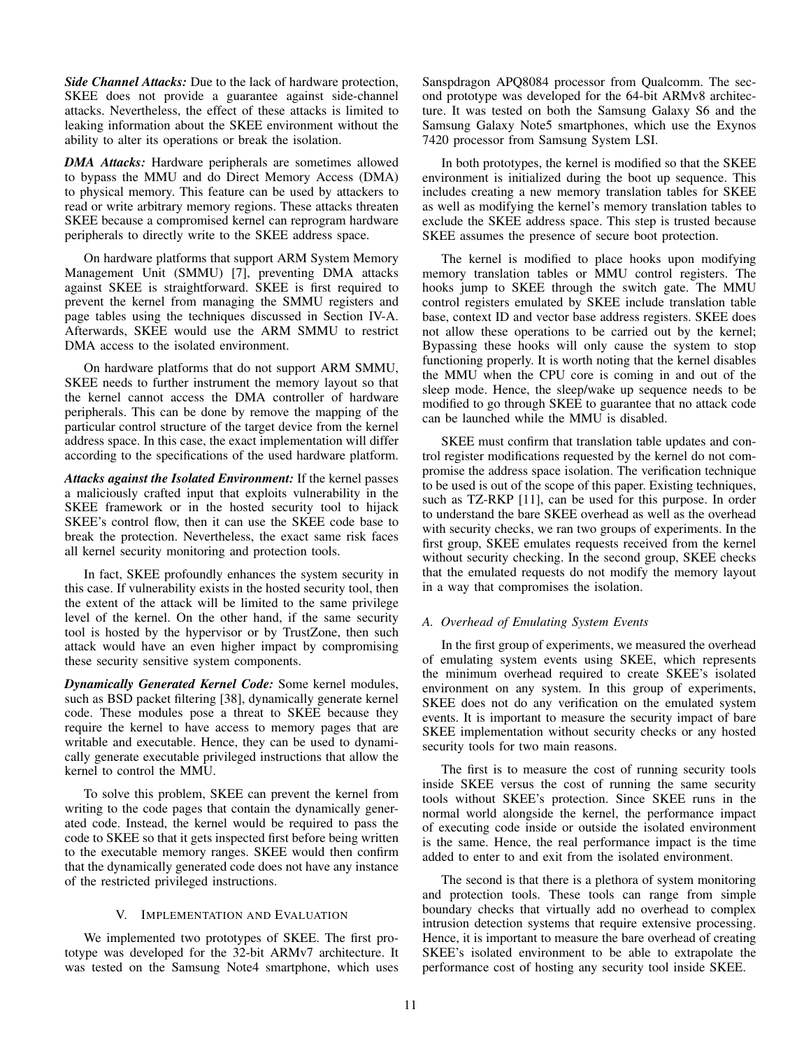***Side Channel Attacks:*** Due to the lack of hardware protection, SKEE does not provide a guarantee against side-channel attacks. Nevertheless, the effect of these attacks is limited to leaking information about the SKEE environment without the ability to alter its operations or break the isolation.

***DMA Attacks:*** Hardware peripherals are sometimes allowed to bypass the MMU and do Direct Memory Access (DMA) to physical memory. This feature can be used by attackers to read or write arbitrary memory regions. These attacks threaten SKEE because a compromised kernel can reprogram hardware peripherals to directly write to the SKEE address space.

On hardware platforms that support ARM System Memory Management Unit (SMMU) [7], preventing DMA attacks against SKEE is straightforward. SKEE is first required to prevent the kernel from managing the SMMU registers and page tables using the techniques discussed in Section IV-A. Afterwards, SKEE would use the ARM SMMU to restrict DMA access to the isolated environment.

On hardware platforms that do not support ARM SMMU, SKEE needs to further instrument the memory layout so that the kernel cannot access the DMA controller of hardware peripherals. This can be done by remove the mapping of the particular control structure of the target device from the kernel address space. In this case, the exact implementation will differ according to the specifications of the used hardware platform.

***Attacks against the Isolated Environment:*** If the kernel passes a maliciously crafted input that exploits vulnerability in the SKEE framework or in the hosted security tool to hijack SKEE's control flow, then it can use the SKEE code base to break the protection. Nevertheless, the exact same risk faces all kernel security monitoring and protection tools.

In fact, SKEE profoundly enhances the system security in this case. If vulnerability exists in the hosted security tool, then the extent of the attack will be limited to the same privilege level of the kernel. On the other hand, if the same security tool is hosted by the hypervisor or by TrustZone, then such attack would have an even higher impact by compromising these security sensitive system components.

***Dynamically Generated Kernel Code:*** Some kernel modules, such as BSD packet filtering [38], dynamically generate kernel code. These modules pose a threat to SKEE because they require the kernel to have access to memory pages that are writable and executable. Hence, they can be used to dynamically generate executable privileged instructions that allow the kernel to control the MMU.

To solve this problem, SKEE can prevent the kernel from writing to the code pages that contain the dynamically generated code. Instead, the kernel would be required to pass the code to SKEE so that it gets inspected first before being written to the executable memory ranges. SKEE would then confirm that the dynamically generated code does not have any instance of the restricted privileged instructions.

## V. Implementation and Evaluation

We implemented two prototypes of SKEE. The first prototype was developed for the 32-bit ARMv7 architecture. It was tested on the Samsung Note4 smartphone, which uses Sanspdragon APQ8084 processor from Qualcomm. The second prototype was developed for the 64-bit ARMv8 architecture. It was tested on both the Samsung Galaxy S6 and the Samsung Galaxy Note5 smartphones, which use the Exynos 7420 processor from Samsung System LSI.

In both prototypes, the kernel is modified so that the SKEE environment is initialized during the boot up sequence. This includes creating a new memory translation tables for SKEE as well as modifying the kernel's memory translation tables to exclude the SKEE address space. This step is trusted because SKEE assumes the presence of secure boot protection.

The kernel is modified to place hooks upon modifying memory translation tables or MMU control registers. The hooks jump to SKEE through the switch gate. The MMU control registers emulated by SKEE include translation table base, context ID and vector base address registers. SKEE does not allow these operations to be carried out by the kernel; Bypassing these hooks will only cause the system to stop functioning properly. It is worth noting that the kernel disables the MMU when the CPU core is coming in and out of the sleep mode. Hence, the sleep/wake up sequence needs to be modified to go through SKEE to guarantee that no attack code can be launched while the MMU is disabled.

SKEE must confirm that translation table updates and control register modifications requested by the kernel do not compromise the address space isolation. The verification technique to be used is out of the scope of this paper. Existing techniques, such as TZ-RKP [11], can be used for this purpose. In order to understand the bare SKEE overhead as well as the overhead with security checks, we ran two groups of experiments. In the first group, SKEE emulates requests received from the kernel without security checking. In the second group, SKEE checks that the emulated requests do not modify the memory layout in a way that compromises the isolation.

### A. Overhead of Emulating System Events

In the first group of experiments, we measured the overhead of emulating system events using SKEE, which represents the minimum overhead required to create SKEE's isolated environment on any system. In this group of experiments, SKEE does not do any verification on the emulated system events. It is important to measure the security impact of bare SKEE implementation without security checks or any hosted security tools for two main reasons.

The first is to measure the cost of running security tools inside SKEE versus the cost of running the same security tools without SKEE's protection. Since SKEE runs in the normal world alongside the kernel, the performance impact of executing code inside or outside the isolated environment is the same. Hence, the real performance impact is the time added to enter to and exit from the isolated environment.

The second is that there is a plethora of system monitoring and protection tools. These tools can range from simple boundary checks that virtually add no overhead to complex intrusion detection systems that require extensive processing. Hence, it is important to measure the bare overhead of creating SKEE's isolated environment to be able to extrapolate the performance cost of hosting any security tool inside SKEE.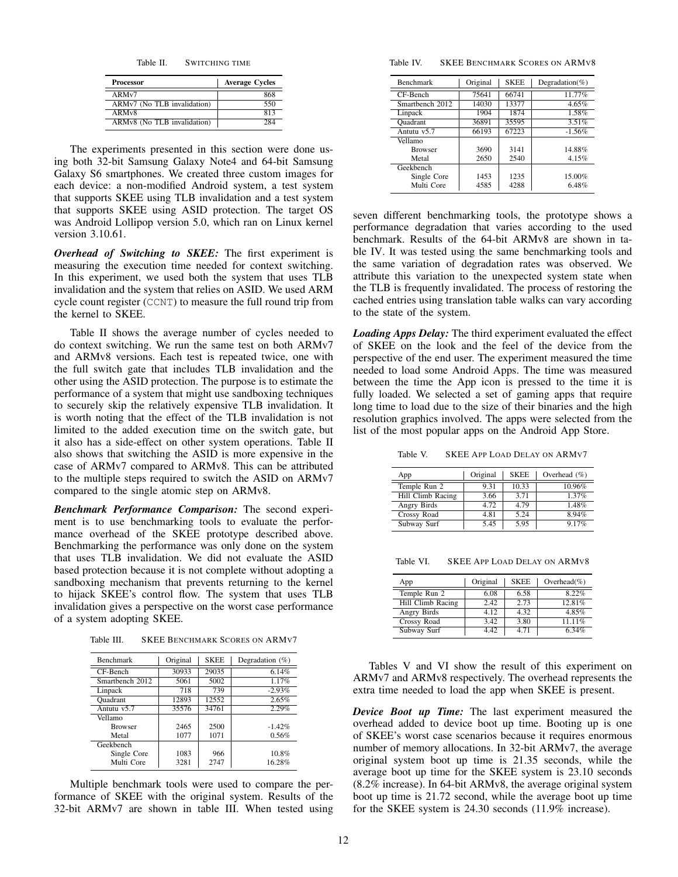Table II. SWITCHING TIME

| Processor | Average Cycles |
|---|---|
| ARMv7 | 868 |
| ARMv7 (No TLB invalidation) | 550 |
| ARMv8 | 813 |
| ARMv8 (No TLB invalidation) | 284 |

The experiments presented in this section were done using both 32-bit Samsung Galaxy Note4 and 64-bit Samsung Galaxy S6 smartphones. We created three custom images for each device: a non-modified Android system, a test system that supports SKEE using TLB invalidation and a test system that supports SKEE using ASID protection. The target OS was Android Lollipop version 5.0, which ran on Linux kernel version 3.10.61.

***Overhead of Switching to SKEE:*** The first experiment is measuring the execution time needed for context switching. In this experiment, we used both the system that uses TLB invalidation and the system that relies on ASID. We used ARM cycle count register (CCNT) to measure the full round trip from the kernel to SKEE.

Table II shows the average number of cycles needed to do context switching. We run the same test on both ARMv7 and ARMv8 versions. Each test is repeated twice, one with the full switch gate that includes TLB invalidation and the other using the ASID protection. The purpose is to estimate the performance of a system that might use sandboxing techniques to securely skip the relatively expensive TLB invalidation. It is worth noting that the effect of the TLB invalidation is not limited to the added execution time on the switch gate, but it also has a side-effect on other system operations. Table II also shows that switching the ASID is more expensive in the case of ARMv7 compared to ARMv8. This can be attributed to the multiple steps required to switch the ASID on ARMv7 compared to the single atomic step on ARMv8.

***Benchmark Performance Comparison:*** The second experiment is to use benchmarking tools to evaluate the performance overhead of the SKEE prototype described above. Benchmarking the performance was only done on the system that uses TLB invalidation. We did not evaluate the ASID based protection because it is not complete without adopting a sandboxing mechanism that prevents returning to the kernel to hijack SKEE's control flow. The system that uses TLB invalidation gives a perspective on the worst case performance of a system adopting SKEE.

Table III. SKEE BENCHMARK SCORES ON ARMV7

| Benchmark | Original | SKEE | Degradation (%) |
|---|---|---|---|
| CF-Bench | 30933 | 29035 | 6.14% |
| Smartbench 2012 | 5061 | 5002 | 1.17% |
| Linpack | 718 | 739 | -2.93% |
| Quadrant | 12893 | 12552 | 2.65% |
| Antutu v5.7 | 35576 | 34761 | 2.29% |
| Vellamo | | | |
| Browser | 2465 | 2500 | -1.42% |
| Metal | 1077 | 1071 | 0.56% |
| Geekbench | | | |
| Single Core | 1083 | 966 | 10.8% |
| Multi Core | 3281 | 2747 | 16.28% |

Multiple benchmark tools were used to compare the performance of SKEE with the original system. Results of the 32-bit ARMv7 are shown in table III. When tested using seven different benchmarking tools, the prototype shows a performance degradation that varies according to the used benchmark. Results of the 64-bit ARMv8 are shown in table IV. It was tested using the same benchmarking tools and the same variation of degradation rates was observed. We attribute this variation to the unexpected system state when the TLB is frequently invalidated. The process of restoring the cached entries using translation table walks can vary according to the state of the system.

Table IV. SKEE BENCHMARK SCORES ON ARMV8

| Benchmark | Original | SKEE | Degradation(%) |
|---|---|---|---|
| CF-Bench | 75641 | 66741 | 11.77% |
| Smartbench 2012 | 14030 | 13377 | 4.65% |
| Linpack | 1904 | 1874 | 1.58% |
| Quadrant | 36891 | 35595 | 3.51% |
| Antutu v5.7 | 66193 | 67223 | -1.56% |
| Vellamo | | | |
| Browser | 3690 | 3141 | 14.88% |
| Metal | 2650 | 2540 | 4.15% |
| Geekbench | | | |
| Single Core | 1453 | 1235 | 15.00% |
| Multi Core | 4585 | 4288 | 6.48% |

***Loading Apps Delay:*** The third experiment evaluated the effect of SKEE on the look and the feel of the device from the perspective of the end user. The experiment measured the time needed to load some Android Apps. The time was measured between the time the App icon is pressed to the time it is fully loaded. We selected a set of gaming apps that require long time to load due to the size of their binaries and the high resolution graphics involved. The apps were selected from the list of the most popular apps on the Android App Store.

Table V. SKEE APP LOAD DELAY ON ARMV7

| App | Original | SKEE | Overhead (%) |
|---|---|---|---|
| Temple Run 2 | 9.31 | 10.33 | 10.96% |
| Hill Climb Racing | 3.66 | 3.71 | 1.37% |
| Angry Birds | 4.72 | 4.79 | 1.48% |
| Crossy Road | 4.81 | 5.24 | 8.94% |
| Subway Surf | 5.45 | 5.95 | 9.17% |

Table VI. SKEE APP LOAD DELAY ON ARMV8

| App | Original | SKEE | Overhead(%) |
|---|---|---|---|
| Temple Run 2 | 6.08 | 6.58 | 8.22% |
| Hill Climb Racing | 2.42 | 2.73 | 12.81% |
| Angry Birds | 4.12 | 4.32 | 4.85% |
| Crossy Road | 3.42 | 3.80 | 11.11% |
| Subway Surf | 4.42 | 4.71 | 6.34% |

Tables V and VI show the result of this experiment on ARMv7 and ARMv8 respectively. The overhead represents the extra time needed to load the app when SKEE is present.

***Device Boot up Time:*** The last experiment measured the overhead added to device boot up time. Booting up is one of SKEE's worst case scenarios because it requires enormous number of memory allocations. In 32-bit ARMv7, the average original system boot up time is 21.35 seconds, while the average boot up time for the SKEE system is 23.10 seconds (8.2% increase). In 64-bit ARMv8, the average original system boot up time is 21.72 second, while the average boot up time for the SKEE system is 24.30 seconds (11.9% increase).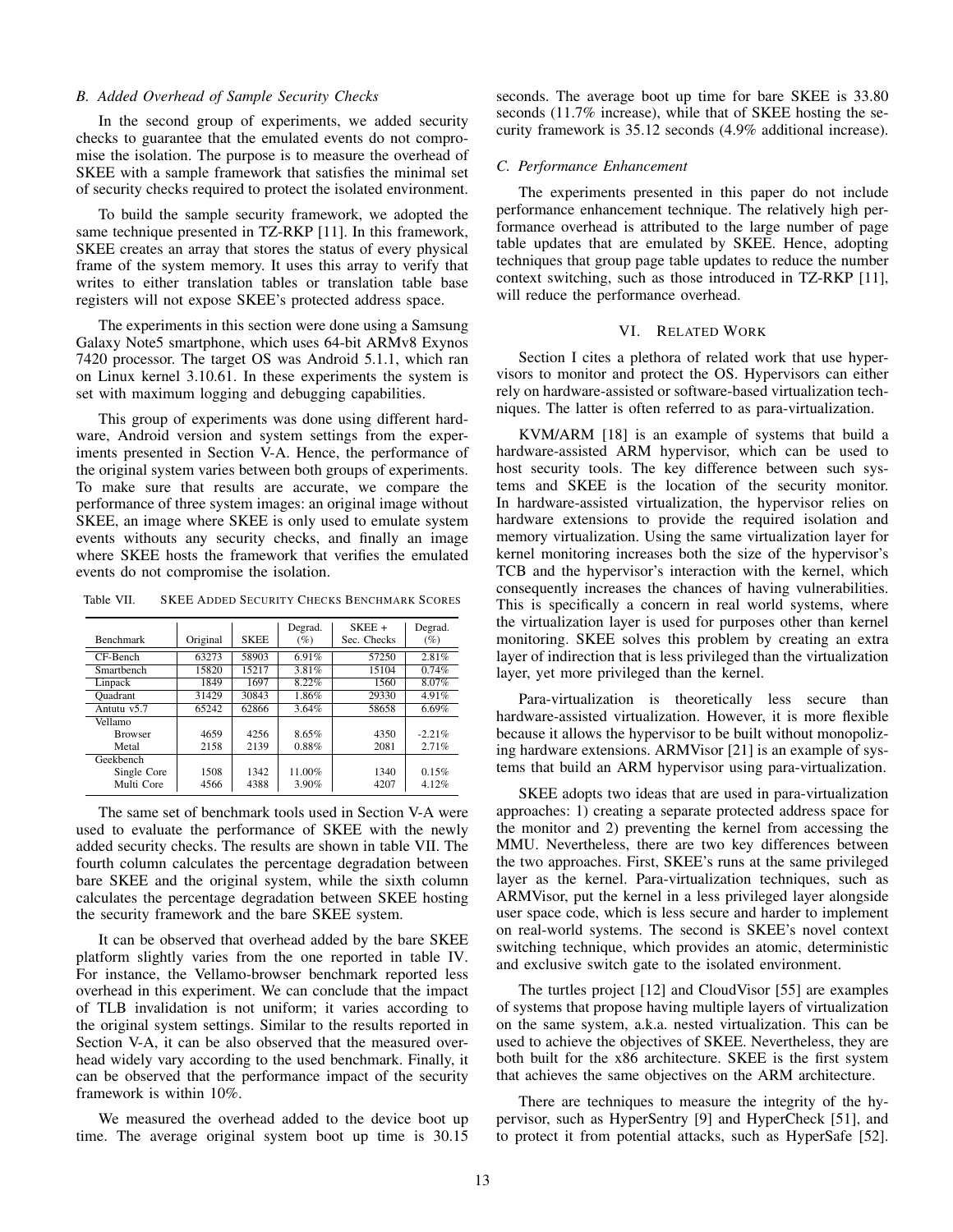### B. Added Overhead of Sample Security Checks

In the second group of experiments, we added security checks to guarantee that the emulated events do not compromise the isolation. The purpose is to measure the overhead of SKEE with a sample framework that satisfies the minimal set of security checks required to protect the isolated environment.

To build the sample security framework, we adopted the same technique presented in TZ-RKP [11]. In this framework, SKEE creates an array that stores the status of every physical frame of the system memory. It uses this array to verify that writes to either translation tables or translation table base registers will not expose SKEE's protected address space.

The experiments in this section were done using a Samsung Galaxy Note5 smartphone, which uses 64-bit ARMv8 Exynos 7420 processor. The target OS was Android 5.1.1, which ran on Linux kernel 3.10.61. In these experiments the system is set with maximum logging and debugging capabilities.

This group of experiments was done using different hardware, Android version and system settings from the experiments presented in Section V-A. Hence, the performance of the original system varies between both groups of experiments. To make sure that results are accurate, we compare the performance of three system images: an original image without SKEE, an image where SKEE is only used to emulate system events withouts any security checks, and finally an image where SKEE hosts the framework that verifies the emulated events do not compromise the isolation.

Table VII. SKEE Added Security Checks Benchmark Scores

| Benchmark | Original | SKEE | Degrad. (%) | SKEE + Sec. Checks | Degrad. (%) |
|---|---|---|---|---|---|
| CF-Bench | 63273 | 58903 | 6.91% | 57250 | 2.81% |
| Smartbench | 15820 | 15217 | 3.81% | 15104 | 0.74% |
| Linpack | 1849 | 1697 | 8.22% | 1560 | 8.07% |
| Quadrant | 31429 | 30843 | 1.86% | 29330 | 4.91% |
| Antutu v5.7 | 65242 | 62866 | 3.64% | 58658 | 6.69% |
| Vellamo | | | | | |
| Browser | 4659 | 4256 | 8.65% | 4350 | -2.21% |
| Metal | 2158 | 2139 | 0.88% | 2081 | 2.71% |
| Geekbench | | | | | |
| Single Core | 1508 | 1342 | 11.00% | 1340 | 0.15% |
| Multi Core | 4566 | 4388 | 3.90% | 4207 | 4.12% |

The same set of benchmark tools used in Section V-A were used to evaluate the performance of SKEE with the newly added security checks. The results are shown in table VII. The fourth column calculates the percentage degradation between bare SKEE and the original system, while the sixth column calculates the percentage degradation between SKEE hosting the security framework and the bare SKEE system.

It can be observed that overhead added by the bare SKEE platform slightly varies from the one reported in table IV. For instance, the Vellamo-browser benchmark reported less overhead in this experiment. We can conclude that the impact of TLB invalidation is not uniform; it varies according to the original system settings. Similar to the results reported in Section V-A, it can be also observed that the measured overhead widely vary according to the used benchmark. Finally, it can be observed that the performance impact of the security framework is within 10%.

We measured the overhead added to the device boot up time. The average original system boot up time is 30.15 seconds. The average boot up time for bare SKEE is 33.80 seconds (11.7% increase), while that of SKEE hosting the security framework is 35.12 seconds (4.9% additional increase).

### C. Performance Enhancement

The experiments presented in this paper do not include performance enhancement technique. The relatively high performance overhead is attributed to the large number of page table updates that are emulated by SKEE. Hence, adopting techniques that group page table updates to reduce the number context switching, such as those introduced in TZ-RKP [11], will reduce the performance overhead.

## VI. Related Work

Section I cites a plethora of related work that use hypervisors to monitor and protect the OS. Hypervisors can either rely on hardware-assisted or software-based virtualization techniques. The latter is often referred to as para-virtualization.

KVM/ARM [18] is an example of systems that build a hardware-assisted ARM hypervisor, which can be used to host security tools. The key difference between such systems and SKEE is the location of the security monitor. In hardware-assisted virtualization, the hypervisor relies on hardware extensions to provide the required isolation and memory virtualization. Using the same virtualization layer for kernel monitoring increases both the size of the hypervisor's TCB and the hypervisor's interaction with the kernel, which consequently increases the chances of having vulnerabilities. This is specifically a concern in real world systems, where the virtualization layer is used for purposes other than kernel monitoring. SKEE solves this problem by creating an extra layer of indirection that is less privileged than the virtualization layer, yet more privileged than the kernel.

Para-virtualization is theoretically less secure than hardware-assisted virtualization. However, it is more flexible because it allows the hypervisor to be built without monopolizing hardware extensions. ARMVisor [21] is an example of systems that build an ARM hypervisor using para-virtualization.

SKEE adopts two ideas that are used in para-virtualization approaches: 1) creating a separate protected address space for the monitor and 2) preventing the kernel from accessing the MMU. Nevertheless, there are two key differences between the two approaches. First, SKEE's runs at the same privileged layer as the kernel. Para-virtualization techniques, such as ARMVisor, put the kernel in a less privileged layer alongside user space code, which is less secure and harder to implement on real-world systems. The second is SKEE's novel context switching technique, which provides an atomic, deterministic and exclusive switch gate to the isolated environment.

The turtles project [12] and CloudVisor [55] are examples of systems that propose having multiple layers of virtualization on the same system, a.k.a. nested virtualization. This can be used to achieve the objectives of SKEE. Nevertheless, they are both built for the x86 architecture. SKEE is the first system that achieves the same objectives on the ARM architecture.

There are techniques to measure the integrity of the hypervisor, such as HyperSentry [9] and HyperCheck [51], and to protect it from potential attacks, such as HyperSafe [52].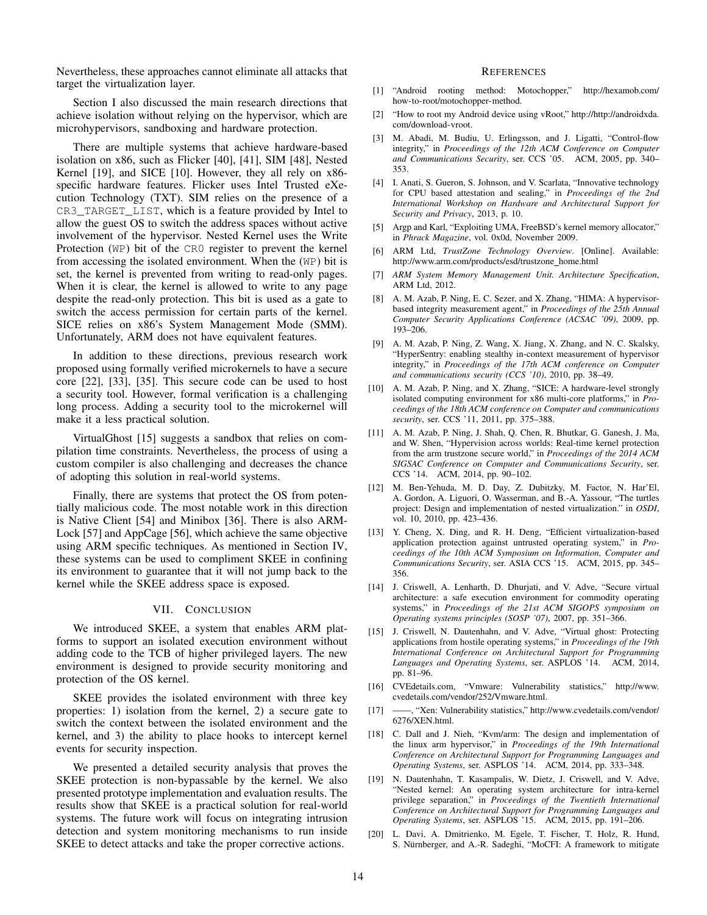Nevertheless, these approaches cannot eliminate all attacks that target the virtualization layer.

Section I also discussed the main research directions that achieve isolation without relying on the hypervisor, which are microhypervisors, sandboxing and hardware protection.

There are multiple systems that achieve hardware-based isolation on x86, such as Flicker [40], [41], SIM [48], Nested Kernel [19], and SICE [10]. However, they all rely on x86-specific hardware features. Flicker uses Intel Trusted eXecution Technology (TXT). SIM relies on the presence of a `CR3_TARGET_LIST`, which is a feature provided by Intel to allow the guest OS to switch the address spaces without active involvement of the hypervisor. Nested Kernel uses the Write Protection (`WP`) bit of the `CR0` register to prevent the kernel from accessing the isolated environment. When the (`WP`) bit is set, the kernel is prevented from writing to read-only pages. When it is clear, the kernel is allowed to write to any page despite the read-only protection. This bit is used as a gate to switch the access permission for certain parts of the kernel. SICE relies on x86's System Management Mode (SMM). Unfortunately, ARM does not have equivalent features.

In addition to these directions, previous research work proposed using formally verified microkernels to have a secure core [22], [33], [35]. This secure code can be used to host a security tool. However, formal verification is a challenging long process. Adding a security tool to the microkernel will make it a less practical solution.

VirtualGhost [15] suggests a sandbox that relies on compilation time constraints. Nevertheless, the process of using a custom compiler is also challenging and decreases the chance of adopting this solution in real-world systems.

Finally, there are systems that protect the OS from potentially malicious code. The most notable work in this direction is Native Client [54] and Minibox [36]. There is also ARMLock [57] and AppCage [56], which achieve the same objective using ARM specific techniques. As mentioned in Section IV, these systems can be used to compliment SKEE in confining its environment to guarantee that it will not jump back to the kernel while the SKEE address space is exposed.

## VII. Conclusion

We introduced SKEE, a system that enables ARM platforms to support an isolated execution environment without adding code to the TCB of higher privileged layers. The new environment is designed to provide security monitoring and protection of the OS kernel.

SKEE provides the isolated environment with three key properties: 1) isolation from the kernel, 2) a secure gate to switch the context between the isolated environment and the kernel, and 3) the ability to place hooks to intercept kernel events for security inspection.

We presented a detailed security analysis that proves the SKEE protection is non-bypassable by the kernel. We also presented prototype implementation and evaluation results. The results show that SKEE is a practical solution for real-world systems. The future work will focus on integrating intrusion detection and system monitoring mechanisms to run inside SKEE to detect attacks and take the proper corrective actions.

## References

[1] "Android rooting method: Motochopper," http://hexamob.com/how-to-root/motochopper-method.

[2] "How to root my Android device using vRoot," http://http://androidxda.com/download-vroot.

[3] M. Abadi, M. Budiu, U. Erlingsson, and J. Ligatti, "Control-flow integrity," in *Proceedings of the 12th ACM Conference on Computer and Communications Security*, ser. CCS '05. ACM, 2005, pp. 340–353.

[4] I. Anati, S. Gueron, S. Johnson, and V. Scarlata, "Innovative technology for CPU based attestation and sealing," in *Proceedings of the 2nd International Workshop on Hardware and Architectural Support for Security and Privacy*, 2013, p. 10.

[5] Argp and Karl, "Exploiting UMA, FreeBSD's kernel memory allocator," in *Phrack Magazine*, vol. 0x0d, November 2009.

[6] ARM Ltd, *TrustZone Technology Overview*. [Online]. Available: http://www.arm.com/products/esd/trustzone_home.html

[7] *ARM System Memory Management Unit. Architecture Specification*, ARM Ltd, 2012.

[8] A. M. Azab, P. Ning, E. C. Sezer, and X. Zhang, "HIMA: A hypervisor-based integrity measurement agent," in *Proceedings of the 25th Annual Computer Security Applications Conference (ACSAC '09)*, 2009, pp. 193–206.

[9] A. M. Azab, P. Ning, Z. Wang, X. Jiang, X. Zhang, and N. C. Skalsky, "HyperSentry: enabling stealthy in-context measurement of hypervisor integrity," in *Proceedings of the 17th ACM conference on Computer and communications security (CCS '10)*, 2010, pp. 38–49.

[10] A. M. Azab, P. Ning, and X. Zhang, "SICE: A hardware-level strongly isolated computing environment for x86 multi-core platforms," in *Proceedings of the 18th ACM conference on Computer and communications security*, ser. CCS '11, 2011, pp. 375–388.

[11] A. M. Azab, P. Ning, J. Shah, Q. Chen, R. Bhutkar, G. Ganesh, J. Ma, and W. Shen, "Hypervision across worlds: Real-time kernel protection from the arm trustzone secure world," in *Proceedings of the 2014 ACM SIGSAC Conference on Computer and Communications Security*, ser. CCS '14. ACM, 2014, pp. 90–102.

[12] M. Ben-Yehuda, M. D. Day, Z. Dubitzky, M. Factor, N. Har'El, A. Gordon, A. Liguori, O. Wasserman, and B.-A. Yassour, "The turtles project: Design and implementation of nested virtualization." in *OSDI*, vol. 10, 2010, pp. 423–436.

[13] Y. Cheng, X. Ding, and R. H. Deng, "Efficient virtualization-based application protection against untrusted operating system," in *Proceedings of the 10th ACM Symposium on Information, Computer and Communications Security*, ser. ASIA CCS '15. ACM, 2015, pp. 345–356.

[14] J. Criswell, A. Lenharth, D. Dhurjati, and V. Adve, "Secure virtual architecture: a safe execution environment for commodity operating systems," in *Proceedings of the 21st ACM SIGOPS symposium on Operating systems principles (SOSP '07)*, 2007, pp. 351–366.

[15] J. Criswell, N. Dautenhahn, and V. Adve, "Virtual ghost: Protecting applications from hostile operating systems," in *Proceedings of the 19th International Conference on Architectural Support for Programming Languages and Operating Systems*, ser. ASPLOS '14. ACM, 2014, pp. 81–96.

[16] CVEdetails.com, "Vmware: Vulnerability statistics," http://www.cvedetails.com/vendor/252/Vmware.html.

[17] ——, "Xen: Vulnerability statistics," http://www.cvedetails.com/vendor/6276/XEN.html.

[18] C. Dall and J. Nieh, "Kvm/arm: The design and implementation of the linux arm hypervisor," in *Proceedings of the 19th International Conference on Architectural Support for Programming Languages and Operating Systems*, ser. ASPLOS '14. ACM, 2014, pp. 333–348.

[19] N. Dautenhahn, T. Kasampalis, W. Dietz, J. Criswell, and V. Adve, "Nested kernel: An operating system architecture for intra-kernel privilege separation," in *Proceedings of the Twentieth International Conference on Architectural Support for Programming Languages and Operating Systems*, ser. ASPLOS '15. ACM, 2015, pp. 191–206.

[20] L. Davi, A. Dmitrienko, M. Egele, T. Fischer, T. Holz, R. Hund, S. Nürnberger, and A.-R. Sadeghi, "MoCFI: A framework to mitigate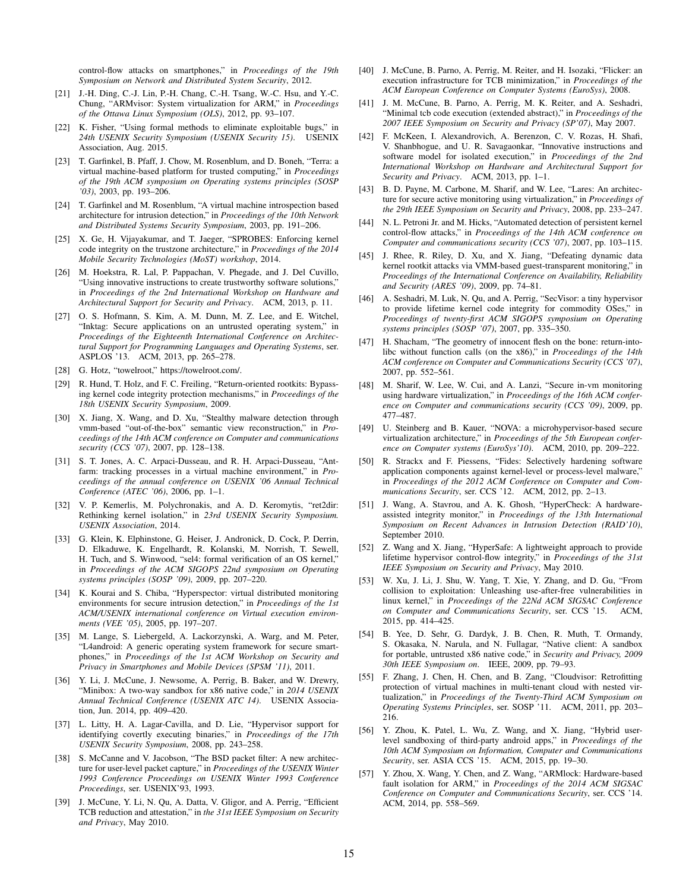control-flow attacks on smartphones," in *Proceedings of the 19th Symposium on Network and Distributed System Security*, 2012.

[21] J.-H. Ding, C.-J. Lin, P.-H. Chang, C.-H. Tsang, W.-C. Hsu, and Y.-C. Chung, "ARMvisor: System virtualization for ARM," in *Proceedings of the Ottawa Linux Symposium (OLS)*, 2012, pp. 93–107.

[22] K. Fisher, "Using formal methods to eliminate exploitable bugs," in *24th USENIX Security Symposium (USENIX Security 15)*. USENIX Association, Aug. 2015.

[23] T. Garfinkel, B. Pfaff, J. Chow, M. Rosenblum, and D. Boneh, "Terra: a virtual machine-based platform for trusted computing," in *Proceedings of the 19th ACM symposium on Operating systems principles (SOSP '03)*, 2003, pp. 193–206.

[24] T. Garfinkel and M. Rosenblum, "A virtual machine introspection based architecture for intrusion detection," in *Proceedings of the 10th Network and Distributed Systems Security Symposium*, 2003, pp. 191–206.

[25] X. Ge, H. Vijayakumar, and T. Jaeger, "SPROBES: Enforcing kernel code integrity on the trustzone architecture," in *Proceedings of the 2014 Mobile Security Technologies (MoST) workshop*, 2014.

[26] M. Hoekstra, R. Lal, P. Pappachan, V. Phegade, and J. Del Cuvillo, "Using innovative instructions to create trustworthy software solutions," in *Proceedings of the 2nd International Workshop on Hardware and Architectural Support for Security and Privacy*. ACM, 2013, p. 11.

[27] O. S. Hofmann, S. Kim, A. M. Dunn, M. Z. Lee, and E. Witchel, "Inktag: Secure applications on an untrusted operating system," in *Proceedings of the Eighteenth International Conference on Architectural Support for Programming Languages and Operating Systems*, ser. ASPLOS '13. ACM, 2013, pp. 265–278.

[28] G. Hotz, "towelroot," https://towelroot.com/.

[29] R. Hund, T. Holz, and F. C. Freiling, "Return-oriented rootkits: Bypassing kernel code integrity protection mechanisms," in *Proceedings of the 18th USENIX Security Symposium*, 2009.

[30] X. Jiang, X. Wang, and D. Xu, "Stealthy malware detection through vmm-based "out-of-the-box" semantic view reconstruction," in *Proceedings of the 14th ACM conference on Computer and communications security (CCS '07)*, 2007, pp. 128–138.

[31] S. T. Jones, A. C. Arpaci-Dusseau, and R. H. Arpaci-Dusseau, "Antfarm: tracking processes in a virtual machine environment," in *Proceedings of the annual conference on USENIX '06 Annual Technical Conference (ATEC '06)*, 2006, pp. 1–1.

[32] V. P. Kemerlis, M. Polychronakis, and A. D. Keromytis, "ret2dir: Rethinking kernel isolation," in *23rd USENIX Security Symposium. USENIX Association*, 2014.

[33] G. Klein, K. Elphinstone, G. Heiser, J. Andronick, D. Cock, P. Derrin, D. Elkaduwe, K. Engelhardt, R. Kolanski, M. Norrish, T. Sewell, H. Tuch, and S. Winwood, "sel4: formal verification of an OS kernel," in *Proceedings of the ACM SIGOPS 22nd symposium on Operating systems principles (SOSP '09)*, 2009, pp. 207–220.

[34] K. Kourai and S. Chiba, "Hyperspector: virtual distributed monitoring environments for secure intrusion detection," in *Proceedings of the 1st ACM/USENIX international conference on Virtual execution environments (VEE '05)*, 2005, pp. 197–207.

[35] M. Lange, S. Liebergeld, A. Lackorzynski, A. Warg, and M. Peter, "L4android: A generic operating system framework for secure smartphones," in *Proceedings of the 1st ACM Workshop on Security and Privacy in Smartphones and Mobile Devices (SPSM '11)*, 2011.

[36] Y. Li, J. McCune, J. Newsome, A. Perrig, B. Baker, and W. Drewry, "Minibox: A two-way sandbox for x86 native code," in *2014 USENIX Annual Technical Conference (USENIX ATC 14)*. USENIX Association, Jun. 2014, pp. 409–420.

[37] L. Litty, H. A. Lagar-Cavilla, and D. Lie, "Hypervisor support for identifying covertly executing binaries," in *Proceedings of the 17th USENIX Security Symposium*, 2008, pp. 243–258.

[38] S. McCanne and V. Jacobson, "The BSD packet filter: A new architecture for user-level packet capture," in *Proceedings of the USENIX Winter 1993 Conference Proceedings on USENIX Winter 1993 Conference Proceedings*, ser. USENIX'93, 1993.

[39] J. McCune, Y. Li, N. Qu, A. Datta, V. Gligor, and A. Perrig, "Efficient TCB reduction and attestation," in *the 31st IEEE Symposium on Security and Privacy*, May 2010.

[40] J. McCune, B. Parno, A. Perrig, M. Reiter, and H. Isozaki, "Flicker: an execution infrastructure for TCB minimization," in *Proceedings of the ACM European Conference on Computer Systems (EuroSys)*, 2008.

[41] J. M. McCune, B. Parno, A. Perrig, M. K. Reiter, and A. Seshadri, "Minimal tcb code execution (extended abstract)," in *Proceedings of the 2007 IEEE Symposium on Security and Privacy (SP'07)*, May 2007.

[42] F. McKeen, I. Alexandrovich, A. Berenzon, C. V. Rozas, H. Shafi, V. Shanbhogue, and U. R. Savagaonkar, "Innovative instructions and software model for isolated execution," in *Proceedings of the 2nd International Workshop on Hardware and Architectural Support for Security and Privacy*. ACM, 2013, pp. 1–1.

[43] B. D. Payne, M. Carbone, M. Sharif, and W. Lee, "Lares: An architecture for secure active monitoring using virtualization," in *Proceedings of the 29th IEEE Symposium on Security and Privacy*, 2008, pp. 233–247.

[44] N. L. Petroni Jr. and M. Hicks, "Automated detection of persistent kernel control-flow attacks," in *Proceedings of the 14th ACM conference on Computer and communications security (CCS '07)*, 2007, pp. 103–115.

[45] J. Rhee, R. Riley, D. Xu, and X. Jiang, "Defeating dynamic data kernel rootkit attacks via VMM-based guest-transparent monitoring," in *Proceedings of the International Conference on Availability, Reliability and Security (ARES '09)*, 2009, pp. 74–81.

[46] A. Seshadri, M. Luk, N. Qu, and A. Perrig, "SecVisor: a tiny hypervisor to provide lifetime kernel code integrity for commodity OSes," in *Proceedings of twenty-first ACM SIGOPS symposium on Operating systems principles (SOSP '07)*, 2007, pp. 335–350.

[47] H. Shacham, "The geometry of innocent flesh on the bone: return-into-libc without function calls (on the x86)," in *Proceedings of the 14th ACM conference on Computer and Communications Security (CCS '07)*, 2007, pp. 552–561.

[48] M. Sharif, W. Lee, W. Cui, and A. Lanzi, "Secure in-vm monitoring using hardware virtualization," in *Proceedings of the 16th ACM conference on Computer and communications security (CCS '09)*, 2009, pp. 477–487.

[49] U. Steinberg and B. Kauer, "NOVA: a microhypervisor-based secure virtualization architecture," in *Proceedings of the 5th European conference on Computer systems (EuroSys'10)*. ACM, 2010, pp. 209–222.

[50] R. Strackx and F. Piessens, "Fides: Selectively hardening software application components against kernel-level or process-level malware," in *Proceedings of the 2012 ACM Conference on Computer and Communications Security*, ser. CCS '12. ACM, 2012, pp. 2–13.

[51] J. Wang, A. Stavrou, and A. K. Ghosh, "HyperCheck: A hardware-assisted integrity monitor," in *Proceedings of the 13th International Symposium on Recent Advances in Intrusion Detection (RAID'10)*, September 2010.

[52] Z. Wang and X. Jiang, "HyperSafe: A lightweight approach to provide lifetime hypervisor control-flow integrity," in *Proceedings of the 31st IEEE Symposium on Security and Privacy*, May 2010.

[53] W. Xu, J. Li, J. Shu, W. Yang, T. Xie, Y. Zhang, and D. Gu, "From collision to exploitation: Unleashing use-after-free vulnerabilities in linux kernel," in *Proceedings of the 22Nd ACM SIGSAC Conference on Computer and Communications Security*, ser. CCS '15. ACM, 2015, pp. 414–425.

[54] B. Yee, D. Sehr, G. Dardyk, J. B. Chen, R. Muth, T. Ormandy, S. Okasaka, N. Narula, and N. Fullagar, "Native client: A sandbox for portable, untrusted x86 native code," in *Security and Privacy, 2009 30th IEEE Symposium on*. IEEE, 2009, pp. 79–93.

[55] F. Zhang, J. Chen, H. Chen, and B. Zang, "Cloudvisor: Retrofitting protection of virtual machines in multi-tenant cloud with nested virtualization," in *Proceedings of the Twenty-Third ACM Symposium on Operating Systems Principles*, ser. SOSP '11. ACM, 2011, pp. 203–216.

[56] Y. Zhou, K. Patel, L. Wu, Z. Wang, and X. Jiang, "Hybrid user-level sandboxing of third-party android apps," in *Proceedings of the 10th ACM Symposium on Information, Computer and Communications Security*, ser. ASIA CCS '15. ACM, 2015, pp. 19–30.

[57] Y. Zhou, X. Wang, Y. Chen, and Z. Wang, "ARMlock: Hardware-based fault isolation for ARM," in *Proceedings of the 2014 ACM SIGSAC Conference on Computer and Communications Security*, ser. CCS '14. ACM, 2014, pp. 558–569.